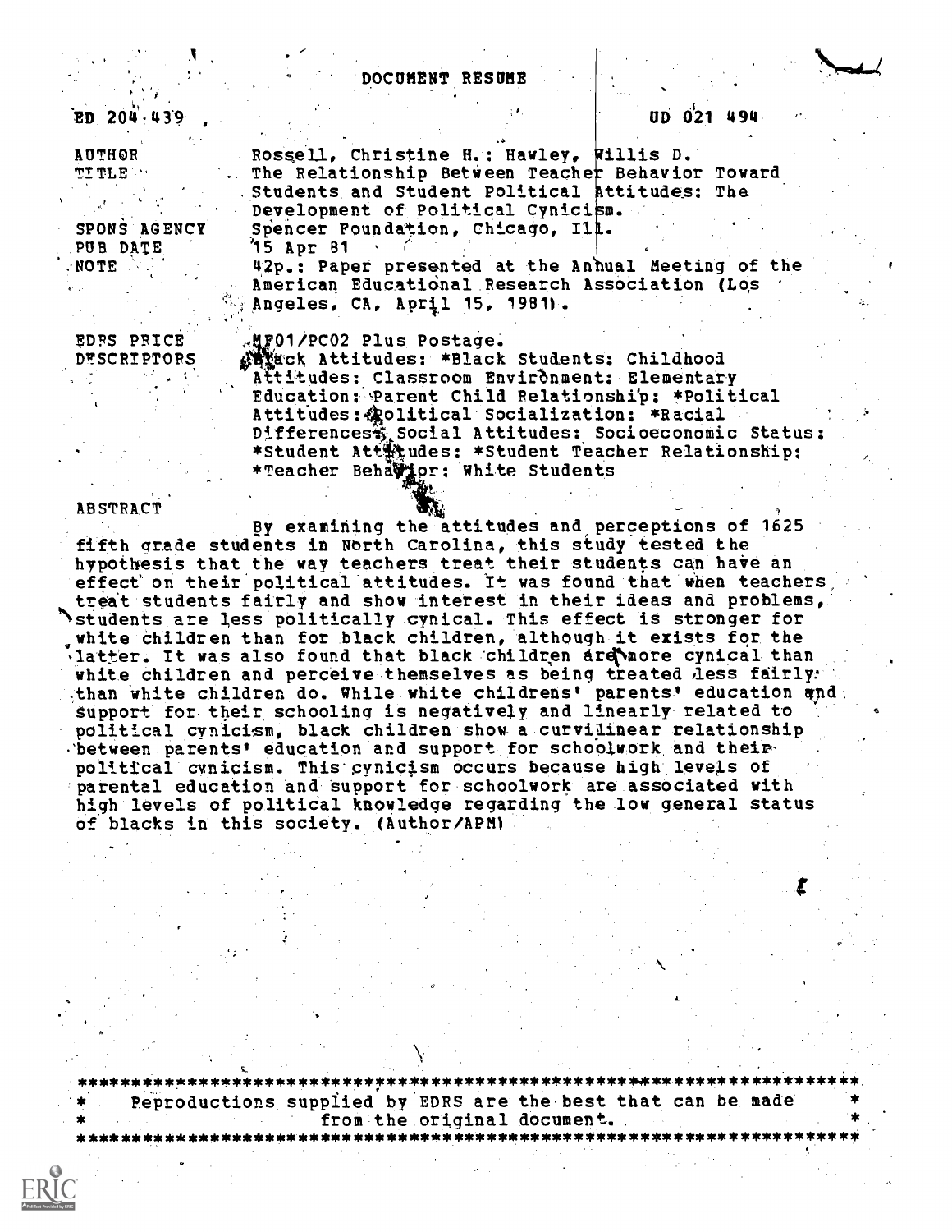DOCUMENT RESUME

ED 204 439 UD 021 494

| | |
|---|---|
| AUTHOR | Rossell, Christine H.; Hawley, Willis D. |
| TITLE | The Relationship Between Teacher Behavior Toward Students and Student Political Attitudes: The Development of Political Cynicism. |
| SPONS AGENCY | Spencer Foundation, Chicago, Ill. |
| PUB DATE | 15 Apr 81 |
| NOTE | 42p.: Paper presented at the Annual Meeting of the American Educational Research Association (Los Angeles, CA, April 15, 1981). |
| EDRS PRICE | MF01/PC02 Plus Postage. |
| DESCRIPTORS | Black Attitudes; *Black Students; Childhood Attitudes; Classroom Environment; Elementary Education; Parent Child Relationship; *Political Attitudes; Political Socialization; *Racial Differences; Social Attitudes; Socioeconomic Status; *Student Attitudes; *Student Teacher Relationship; *Teacher Behavior; White Students |

ABSTRACT

By examining the attitudes and perceptions of 1625 fifth grade students in North Carolina, this study tested the hypothesis that the way teachers treat their students can have an effect on their political attitudes. It was found that when teachers treat students fairly and show interest in their ideas and problems, students are less politically cynical. This effect is stronger for white children than for black children, although it exists for the latter. It was also found that black children are more cynical than white children and perceive themselves as being treated less fairly than white children do. While white childrens' parents' education and support for their schooling is negatively and linearly related to political cynicism, black children show a curvilinear relationship between parents' education and support for schoolwork and their political cynicism. This cynicism occurs because high levels of parental education and support for schoolwork are associated with high levels of political knowledge regarding the low general status of blacks in this society. (Author/APM)

***********************************************************************
* Reproductions supplied by EDRS are the best that can be made *
* from the original document. *
***********************************************************************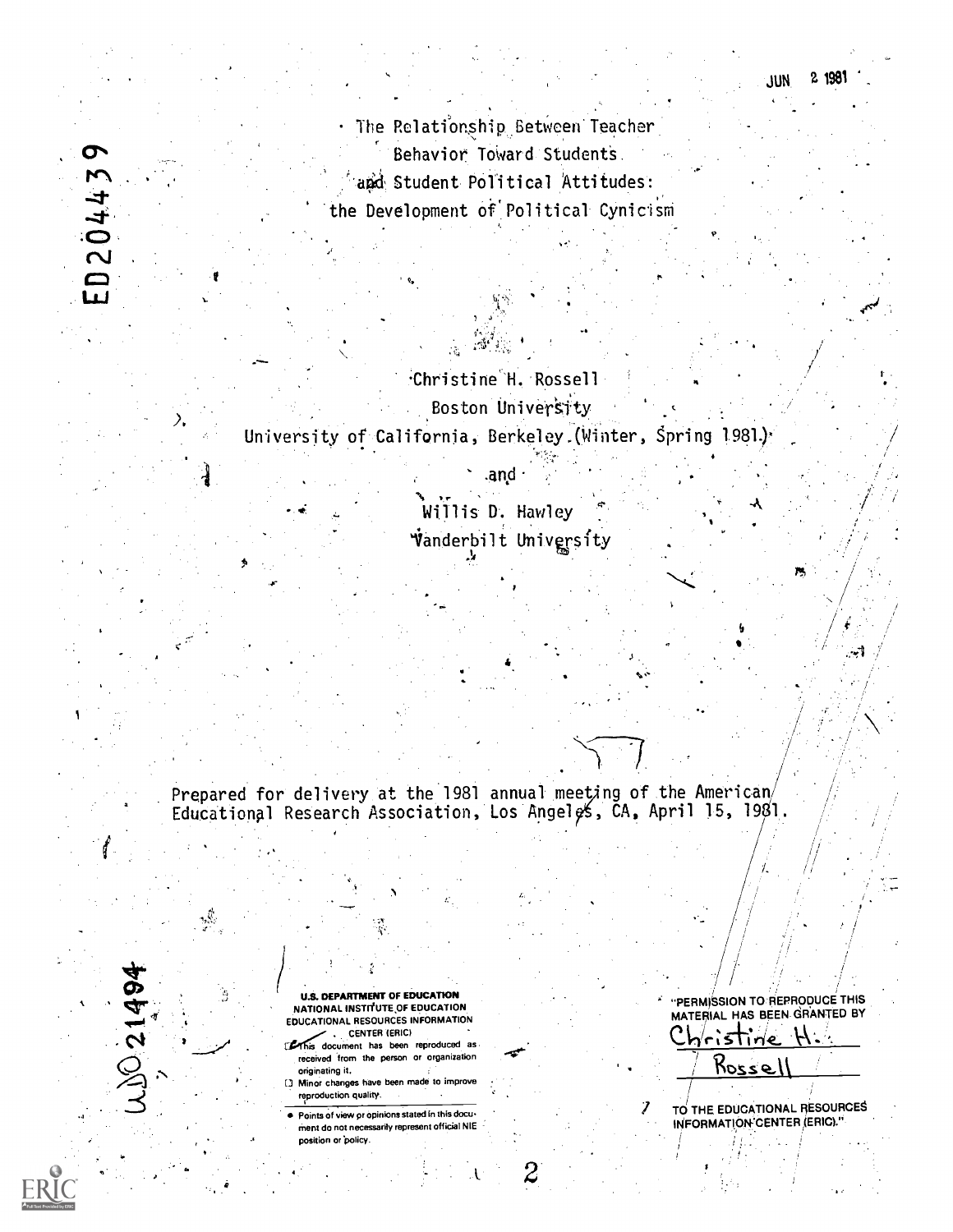JUN 2 1981

ED204439

# The Relationship Between Teacher Behavior Toward Students and Student Political Attitudes: the Development of Political Cynicism

Christine H. Rossell
Boston University
University of California, Berkeley (Winter, Spring 1981)

and

Willis D. Hawley
Vanderbilt University

Prepared for delivery at the 1981 annual meeting of the American Educational Research Association, Los Angeles, CA, April 15, 1981.

UD021494

U.S. DEPARTMENT OF EDUCATION
NATIONAL INSTITUTE OF EDUCATION
EDUCATIONAL RESOURCES INFORMATION CENTER (ERIC)

- This document has been reproduced as received from the person or organization originating it.
- Minor changes have been made to improve reproduction quality.

- Points of view or opinions stated in this document do not necessarily represent official NIE position or policy.

"PERMISSION TO REPRODUCE THIS MATERIAL HAS BEEN GRANTED BY Christine H. Rossell

TO THE EDUCATIONAL RESOURCES INFORMATION CENTER (ERIC)."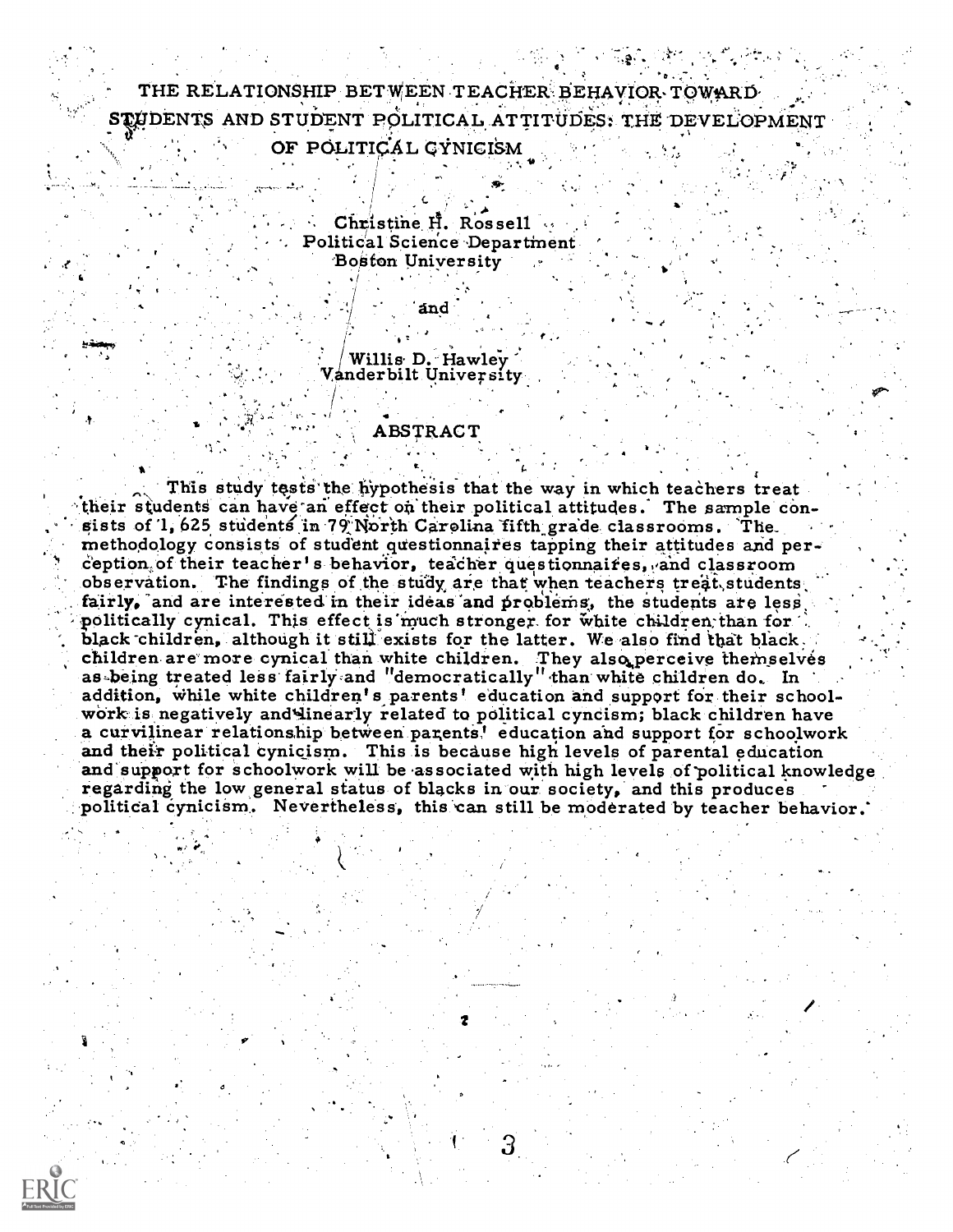# THE RELATIONSHIP BETWEEN TEACHER BEHAVIOR TOWARD STUDENTS AND STUDENT POLITICAL ATTITUDES: THE DEVELOPMENT OF POLITICAL CYNICISM

Christine H. Rossell
Political Science Department
Boston University

and

Willis D. Hawley
Vanderbilt University

## ABSTRACT

This study tests the hypothesis that the way in which teachers treat their students can have an effect on their political attitudes. The sample consists of 1,625 students in 79 North Carolina fifth grade classrooms. The methodology consists of student questionnaires tapping their attitudes and perception of their teacher's behavior, teacher questionnaires, and classroom observation. The findings of the study are that when teachers treat students fairly, and are interested in their ideas and problems, the students are less politically cynical. This effect is much stronger for white children than for black children, although it still exists for the latter. We also find that black children are more cynical than white children. They also perceive themselves as being treated less fairly and "democratically" than white children do. In addition, while white children's parents' education and support for their schoolwork is negatively and linearly related to political cyncism; black children have a curvilinear relationship between parents' education and support for schoolwork and their political cynicism. This is because high levels of parental education and support for schoolwork will be associated with high levels of political knowledge regarding the low general status of blacks in our society, and this produces political cynicism. Nevertheless, this can still be moderated by teacher behavior.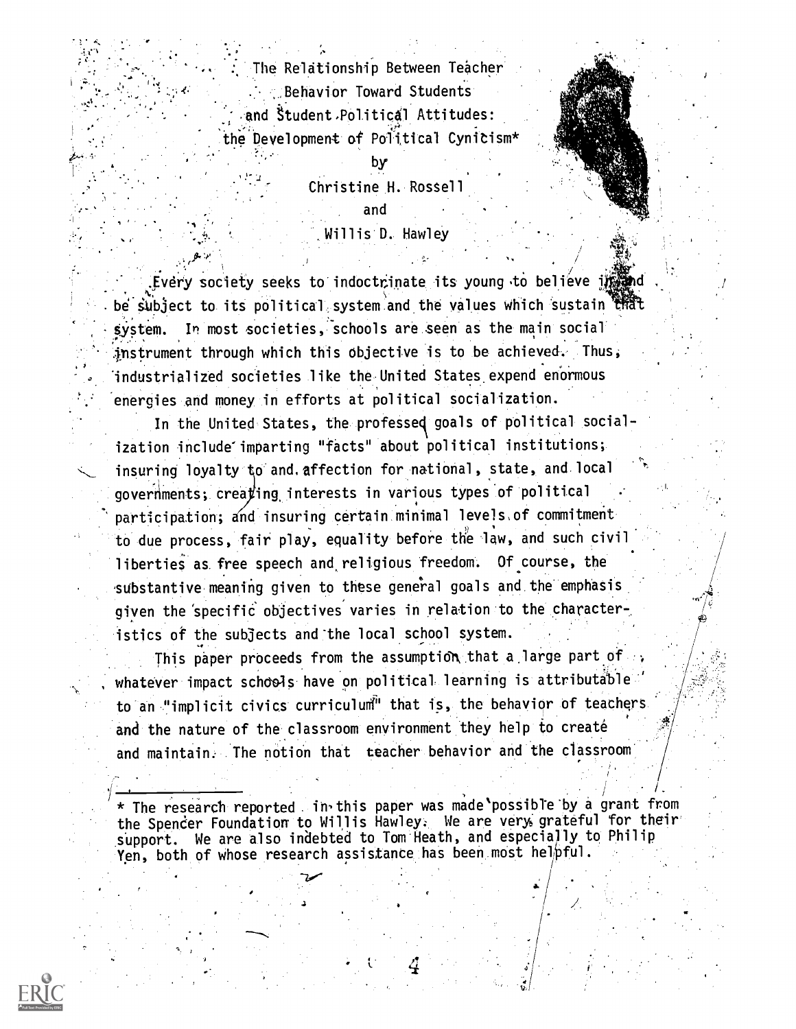# The Relationship Between Teacher Behavior Toward Students and Student Political Attitudes: the Development of Political Cynicism*

by

Christine H. Rossell

and

Willis D. Hawley

Every society seeks to indoctrinate its young to believe in and be subject to its political system and the values which sustain that system. In most societies, schools are seen as the main social instrument through which this objective is to be achieved. Thus, industrialized societies like the United States expend enormous energies and money in efforts at political socialization.

In the United States, the professed goals of political socialization include imparting "facts" about political institutions; insuring loyalty to and affection for national, state, and local governments; creating interests in various types of political participation; and insuring certain minimal levels of commitment to due process, fair play, equality before the law, and such civil liberties as free speech and religious freedom. Of course, the substantive meaning given to these general goals and the emphasis given the specific objectives varies in relation to the characteristics of the subjects and the local school system.

This paper proceeds from the assumption that a large part of whatever impact schools have on political learning is attributable to an "implicit civics curriculum" that is, the behavior of teachers and the nature of the classroom environment they help to create and maintain. The notion that teacher behavior and the classroom

---

* The research reported in this paper was made possible by a grant from the Spencer Foundation to Willis Hawley. We are very grateful for their support. We are also indebted to Tom Heath, and especially to Philip Yen, both of whose research assistance has been most helpful.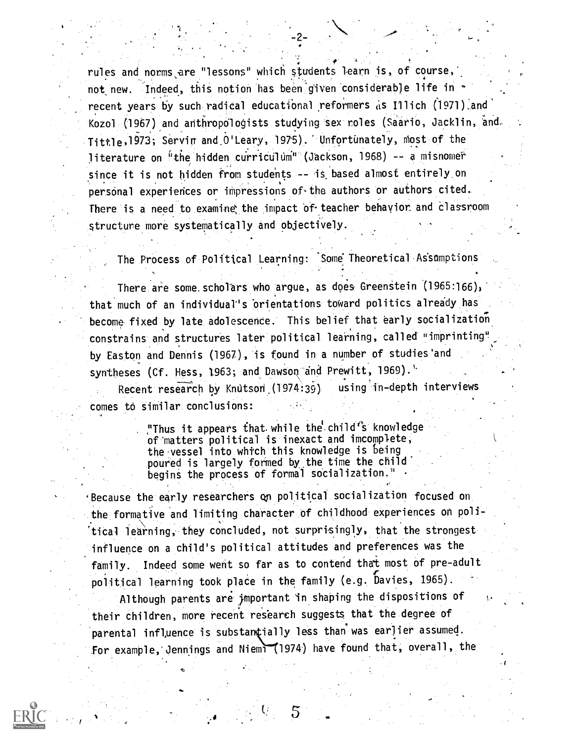rules and norms are "lessons" which students learn is, of course, not new. Indeed, this notion has been given considerable life in recent years by such radical educational reformers as Illich (1971) and Kozol (1967) and anthropologists studying sex roles (Saario, Jacklin, and Tittle, 1973; Servin and O'Leary, 1975). Unfortunately, most of the literature on "the hidden curriculum" (Jackson, 1968) -- a misnomer since it is not hidden from students -- is based almost entirely on personal experiences or impressions of the authors or authors cited. There is a need to examine the impact of teacher behavior and classroom structure more systematically and objectively.

## The Process of Political Learning: Some Theoretical Assumptions

There are some scholars who argue, as does Greenstein (1965:166), that much of an individual's orientations toward politics already has become fixed by late adolescence. This belief that early socialization constrains and structures later political learning, called "imprinting" by Easton and Dennis (1967), is found in a number of studies and syntheses (Cf. Hess, 1963; and Dawson and Prewitt, 1969).

Recent research by Knutson (1974:39) using in-depth interviews comes to similar conclusions:

> "Thus it appears that while the child's knowledge of matters political is inexact and imcomplete, the vessel into which this knowledge is being poured is largely formed by the time the child begins the process of formal socialization."

Because the early researchers on political socialization focused on the formative and limiting character of childhood experiences on political learning, they concluded, not surprisingly, that the strongest influence on a child's political attitudes and preferences was the family. Indeed some went so far as to contend that most of pre-adult political learning took place in the family (e.g. Davies, 1965).

Although parents are important in shaping the dispositions of their children, more recent research suggests that the degree of parental influence is substantially less than was earlier assumed. For example, Jennings and Niemi (1974) have found that, overall, the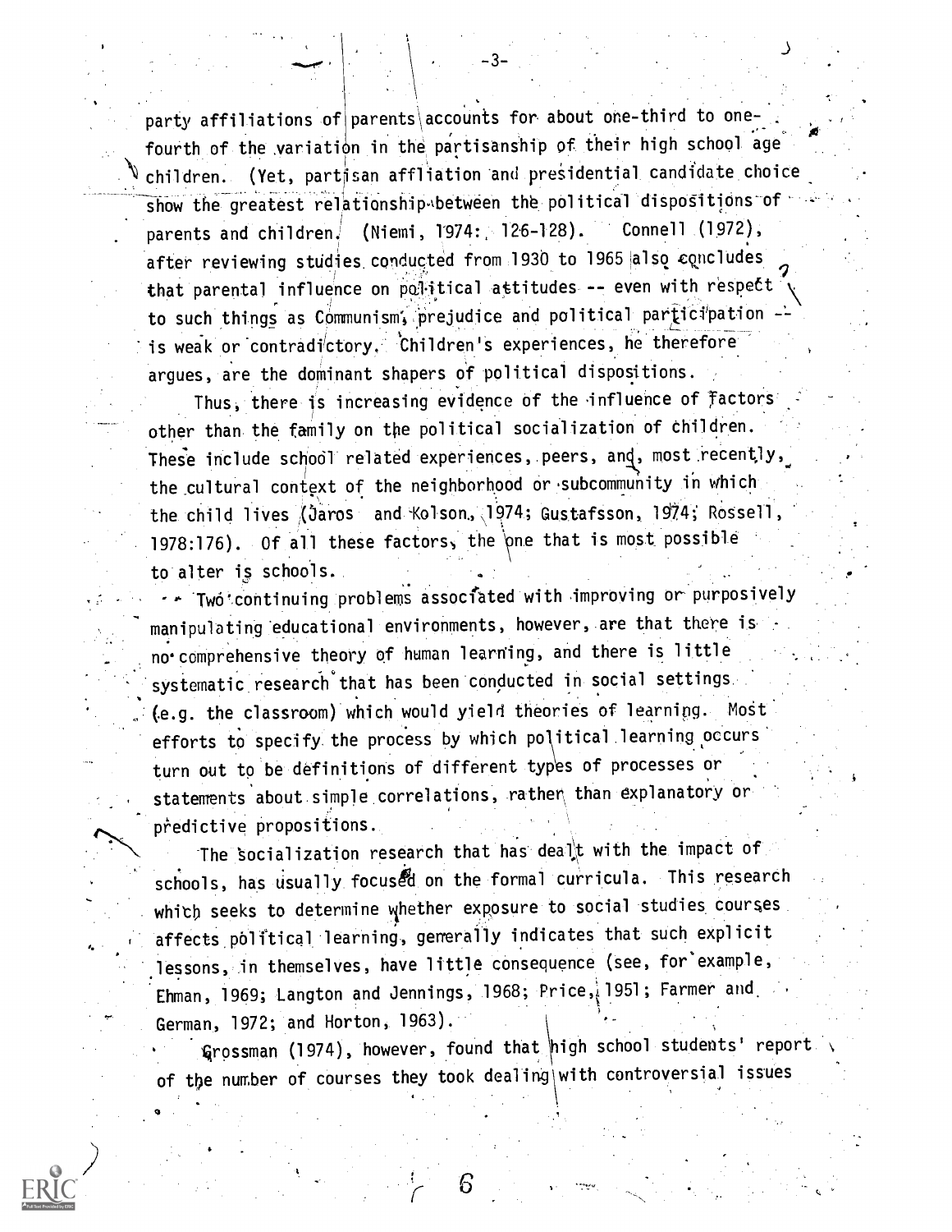party affiliations of parents accounts for about one-third to one-fourth of the variation in the partisanship of their high school age children. (Yet, partisan affliation and presidential candidate choice show the greatest relationship between the political dispositions of parents and children. (Niemi, 1974: 126-128). Connell (1972), after reviewing studies conducted from 1930 to 1965 also concludes that parental influence on political attitudes -- even with respect to such things as Communism, prejudice and political participation -- is weak or contradictory. Children's experiences, he therefore argues, are the dominant shapers of political dispositions.

Thus, there is increasing evidence of the influence of factors other than the family on the political socialization of children. These include school related experiences, peers, and, most recently, the cultural context of the neighborhood or subcommunity in which the child lives (Jaros and Kolson, 1974; Gustafsson, 1974; Rossell, 1978:176). Of all these factors, the one that is most possible to alter is schools.

Two continuing problems associated with improving or purposively manipulating educational environments, however, are that there is no comprehensive theory of human learning, and there is little systematic research that has been conducted in social settings (e.g. the classroom) which would yield theories of learning. Most efforts to specify the process by which political learning occurs turn out to be definitions of different types of processes or statements about simple correlations, rather than explanatory or predictive propositions.

The socialization research that has dealt with the impact of schools, has usually focused on the formal curricula. This research which seeks to determine whether exposure to social studies courses affects political learning, generally indicates that such explicit lessons, in themselves, have little consequence (see, for example, Ehman, 1969; Langton and Jennings, 1968; Price, 1951; Farmer and German, 1972; and Horton, 1963).

Grossman (1974), however, found that high school students' report of the number of courses they took dealing with controversial issues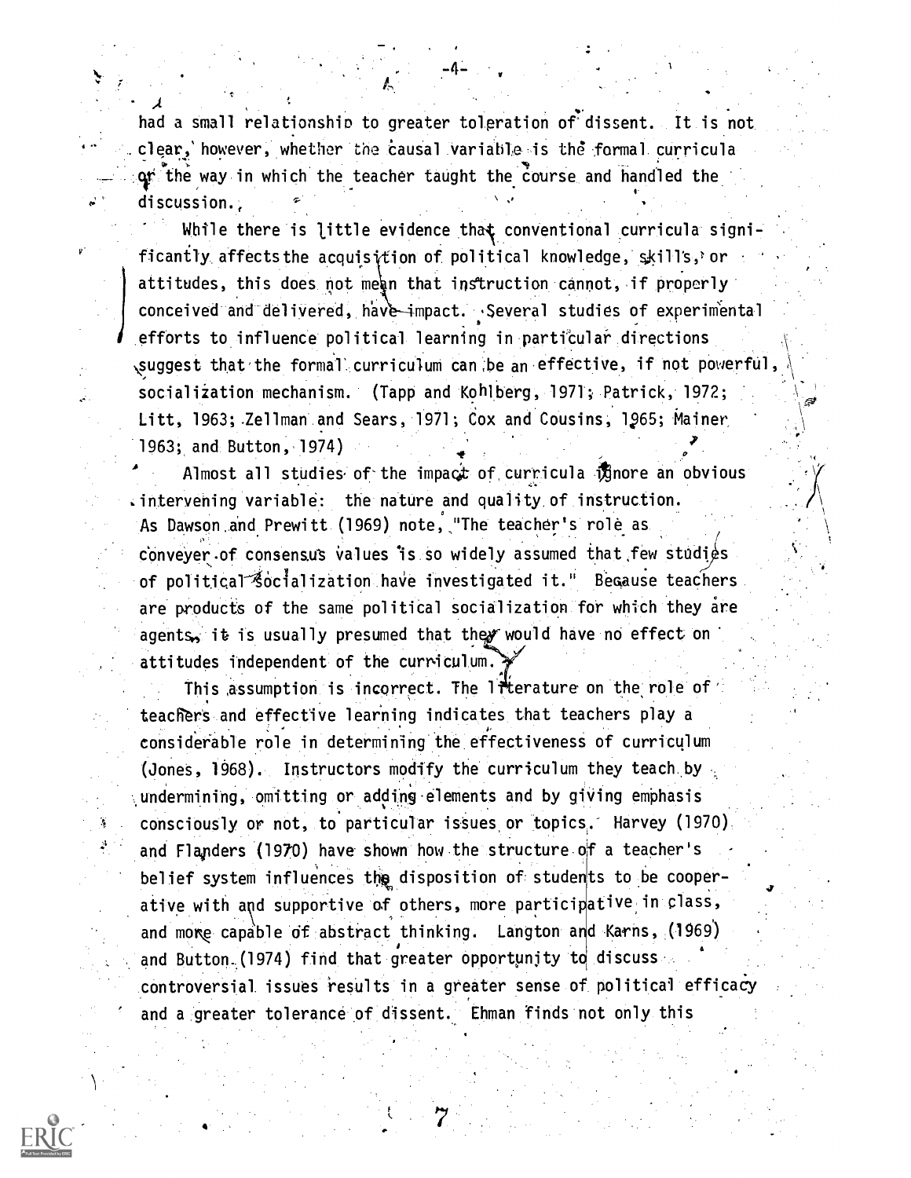had a small relationship to greater toleration of dissent. It is not clear, however, whether the causal variable is the formal curricula or the way in which the teacher taught the course and handled the discussion.

While there is little evidence that conventional curricula significantly affects the acquisition of political knowledge, skills, or attitudes, this does not mean that instruction cannot, if properly conceived and delivered, have impact. Several studies of experimental efforts to influence political learning in particular directions suggest that the formal curriculum can be an effective, if not powerful, socialization mechanism. (Tapp and Kohlberg, 1971; Patrick, 1972; Litt, 1963; Zellman and Sears, 1971; Cox and Cousins, 1965; Mainer 1963; and Button, 1974)

Almost all studies of the impact of curricula ignore an obvious intervening variable: the nature and quality of instruction. As Dawson and Prewitt (1969) note, "The teacher's role as conveyer of consensus values is so widely assumed that few studies of political socialization have investigated it." Because teachers are products of the same political socialization for which they are agents, it is usually presumed that they would have no effect on attitudes independent of the curriculum.

This assumption is incorrect. The literature on the role of teachers and effective learning indicates that teachers play a considerable role in determining the effectiveness of curriculum (Jones, 1968). Instructors modify the curriculum they teach by undermining, omitting or adding elements and by giving emphasis consciously or not, to particular issues or topics. Harvey (1970) and Flanders (1970) have shown how the structure of a teacher's belief system influences the disposition of students to be cooperative with and supportive of others, more participative in class, and more capable of abstract thinking. Langton and Karns, (1969) and Button (1974) find that greater opportunity to discuss controversial issues results in a greater sense of political efficacy and a greater tolerance of dissent. Ehman finds not only this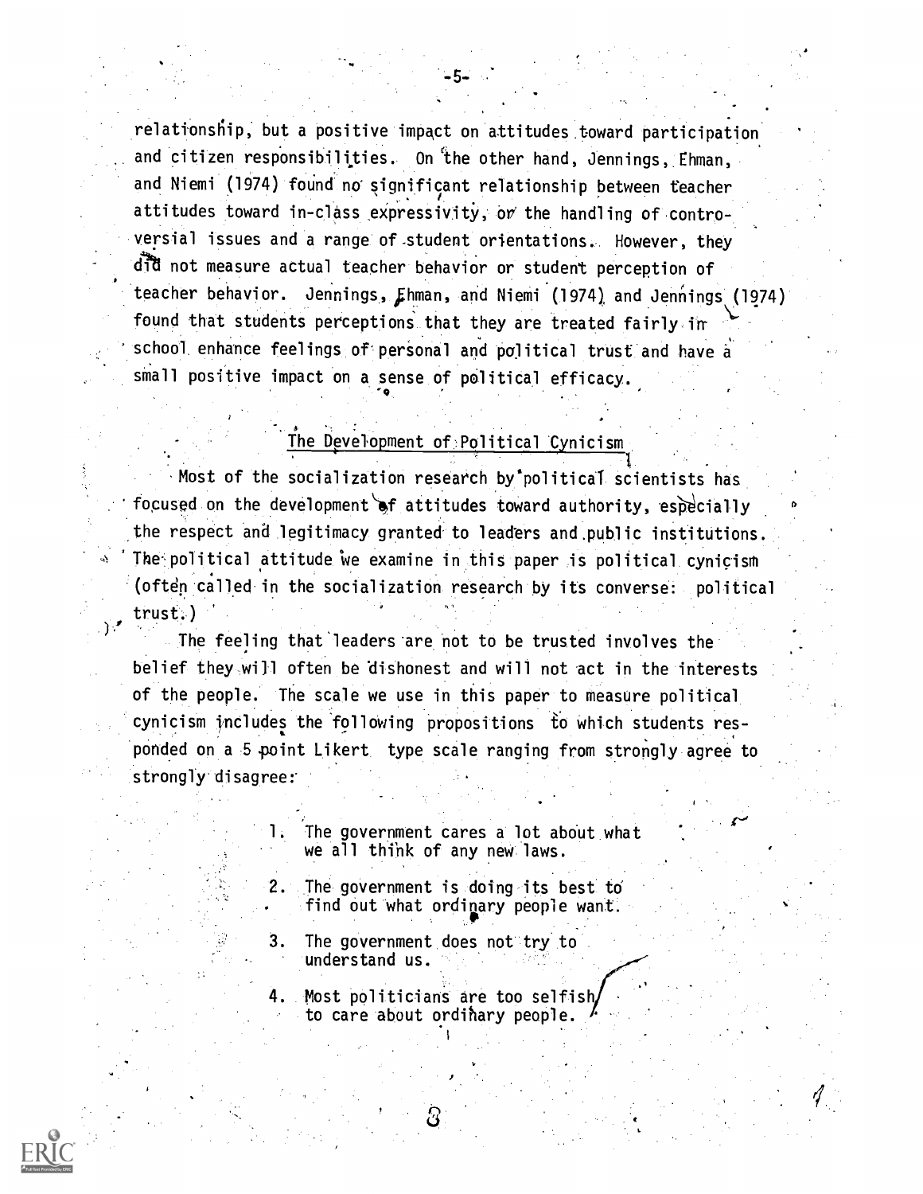relationship, but a positive impact on attitudes toward participation and citizen responsibilities. On the other hand, Jennings, Ehman, and Niemi (1974) found no significant relationship between teacher attitudes toward in-class expressivity, or the handling of controversial issues and a range of student orientations. However, they did not measure actual teacher behavior or student perception of teacher behavior. Jennings, Ehman, and Niemi (1974) and Jennings (1974) found that students perceptions that they are treated fairly in school enhance feelings of personal and political trust and have a small positive impact on a sense of political efficacy.

## The Development of Political Cynicism

Most of the socialization research by political scientists has focused on the development of attitudes toward authority, especially the respect and legitimacy granted to leaders and public institutions. The political attitude we examine in this paper is political cynicism (often called in the socialization research by its converse: political trust.)

The feeling that leaders are not to be trusted involves the belief they will often be dishonest and will not act in the interests of the people. The scale we use in this paper to measure political cynicism includes the following propositions to which students responded on a 5 point Likert type scale ranging from strongly agree to strongly disagree:

1. The government cares a lot about what we all think of any new laws.
2. The government is doing its best to find out what ordinary people want.
3. The government does not try to understand us.
4. Most politicians are too selfish to care about ordinary people.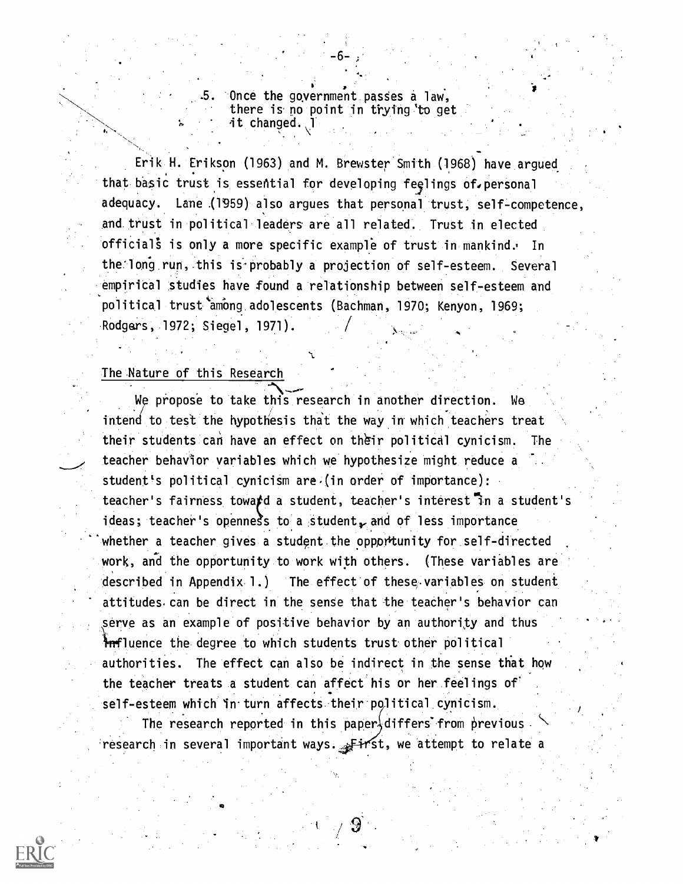5. Once the government passes a law, there is no point in trying to get it changed.[1]

Erik H. Erikson (1963) and M. Brewster Smith (1968) have argued that basic trust is essential for developing feelings of personal adequacy. Lane (1959) also argues that personal trust, self-competence, and trust in political leaders are all related. Trust in elected officials is only a more specific example of trust in mankind. In the long run, this is probably a projection of self-esteem. Several empirical studies have found a relationship between self-esteem and political trust among adolescents (Bachman, 1970; Kenyon, 1969; Rodgers, 1972; Siegel, 1971).

## The Nature of this Research

We propose to take this research in another direction. We intend to test the hypothesis that the way in which teachers treat their students can have an effect on their political cynicism. The teacher behavior variables which we hypothesize might reduce a student's political cynicism are (in order of importance): teacher's fairness toward a student, teacher's interest in a student's ideas; teacher's openness to a student, and of less importance whether a teacher gives a student the opportunity for self-directed work, and the opportunity to work with others. (These variables are described in Appendix 1.) The effect of these variables on student attitudes can be direct in the sense that the teacher's behavior can serve as an example of positive behavior by an authority and thus influence the degree to which students trust other political authorities. The effect can also be indirect in the sense that how the teacher treats a student can affect his or her feelings of self-esteem which in turn affects their political cynicism.

The research reported in this paper differs from previous research in several important ways. First, we attempt to relate a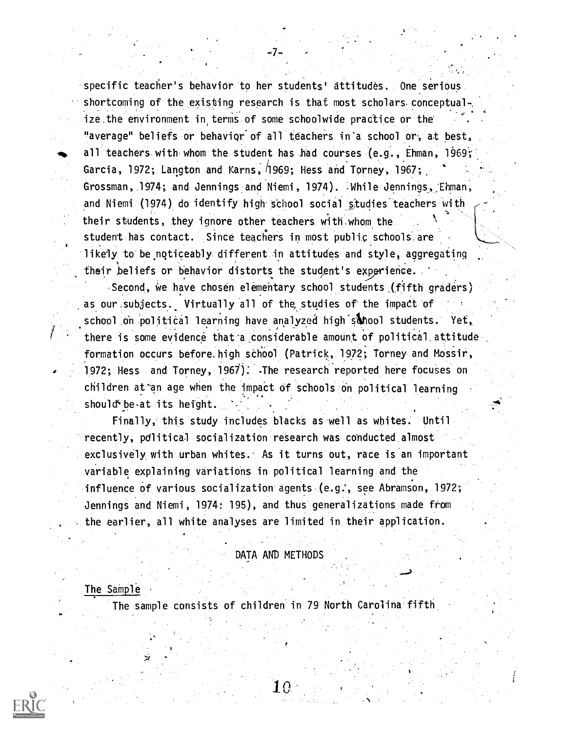specific teacher's behavior to her students' attitudes. One serious shortcoming of the existing research is that most scholars conceptualize the environment in terms of some schoolwide practice or the "average" beliefs or behavior of all teachers in a school or, at best, all teachers with whom the student has had courses (e.g., Ehman, 1969; Garcia, 1972; Langton and Karns, 1969; Hess and Torney, 1967; Grossman, 1974; and Jennings and Niemi, 1974). While Jennings, Ehman, and Niemi (1974) do identify high school social studies teachers with their students, they ignore other teachers with whom the student has contact. Since teachers in most public schools are likely to be noticeably different in attitudes and style, aggregating their beliefs or behavior distorts the student's experience.

Second, we have chosen elementary school students (fifth graders) as our subjects. Virtually all of the studies of the impact of school on political learning have analyzed high school students. Yet, there is some evidence that a considerable amount of political attitude formation occurs before high school (Patrick, 1972; Torney and Mossir, 1972; Hess and Torney, 1967). The research reported here focuses on children at an age when the impact of schools on political learning should be at its height.

Finally, this study includes blacks as well as whites. Until recently, political socialization research was conducted almost exclusively with urban whites. As it turns out, race is an important variable explaining variations in political learning and the influence of various socialization agents (e.g., see Abramson, 1972; Jennings and Niemi, 1974: 195), and thus generalizations made from the earlier, all white analyses are limited in their application.

## DATA AND METHODS

### The Sample

The sample consists of children in 79 North Carolina fifth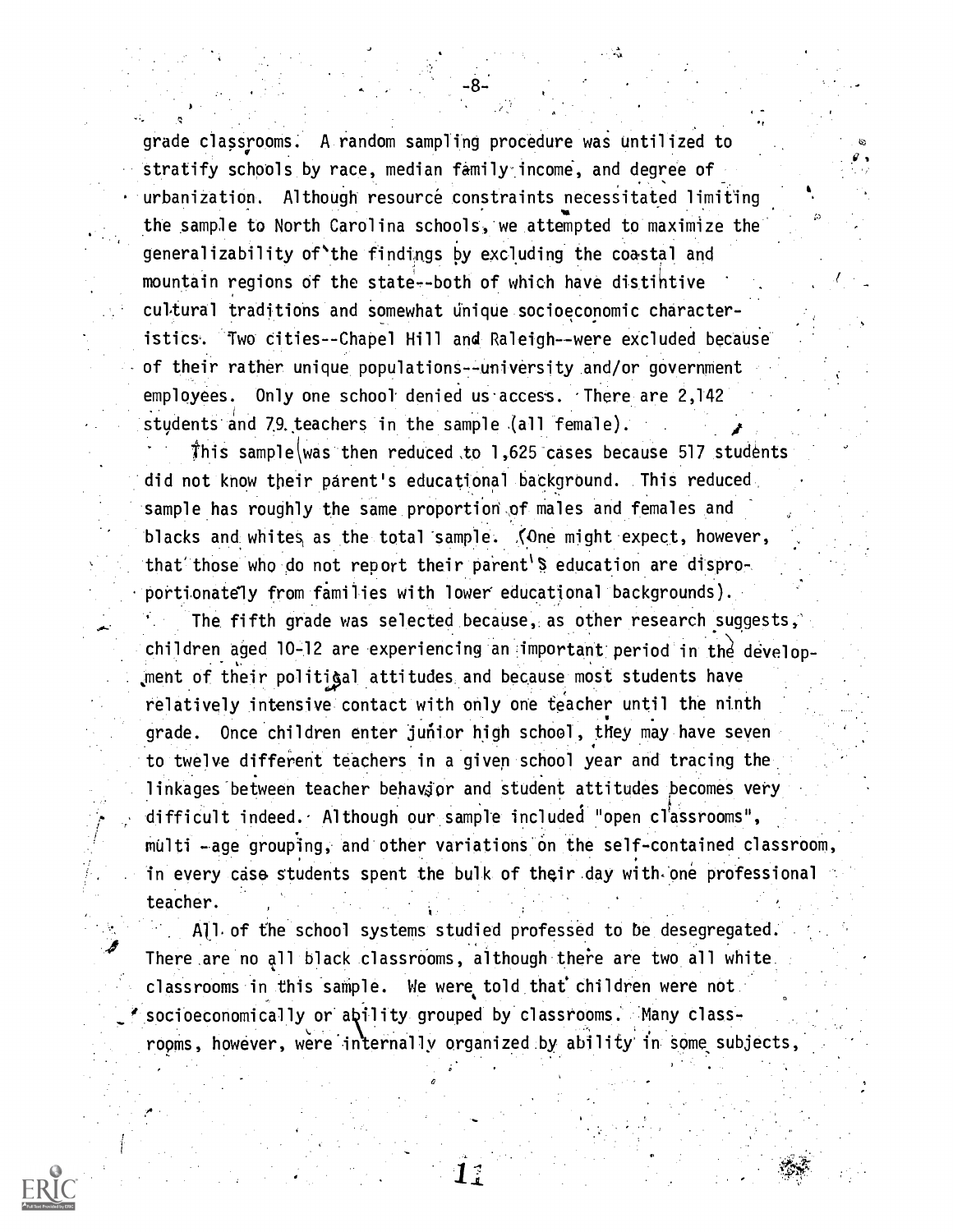grade classrooms. A random sampling procedure was untilized to stratify schools by race, median family income, and degree of urbanization. Although resource constraints necessitated limiting the sample to North Carolina schools, we attempted to maximize the generalizability of the findings by excluding the coastal and mountain regions of the state--both of which have distintive cultural traditions and somewhat unique socioeconomic characteristics. Two cities--Chapel Hill and Raleigh--were excluded because of their rather unique populations--university and/or government employees. Only one school denied us access. There are 2,142 students and 79 teachers in the sample (all female).

This sample was then reduced to 1,625 cases because 517 students did not know their parent's educational background. This reduced sample has roughly the same proportion of males and females and blacks and whites as the total sample. (One might expect, however, that those who do not report their parent's education are disproportionately from families with lower educational backgrounds).

The fifth grade was selected because, as other research suggests, children aged 10-12 are experiencing an important period in the development of their political attitudes and because most students have relatively intensive contact with only one teacher until the ninth grade. Once children enter junior high school, they may have seven to twelve different teachers in a given school year and tracing the linkages between teacher behavior and student attitudes becomes very difficult indeed. Although our sample included "open classrooms", multi -age grouping, and other variations on the self-contained classroom, in every case students spent the bulk of their day with one professional teacher.

All of the school systems studied professed to be desegregated. There are no all black classrooms, although there are two all white classrooms in this sample. We were told that children were not socioeconomically or ability grouped by classrooms. Many classrooms, however, were internally organized by ability in some subjects,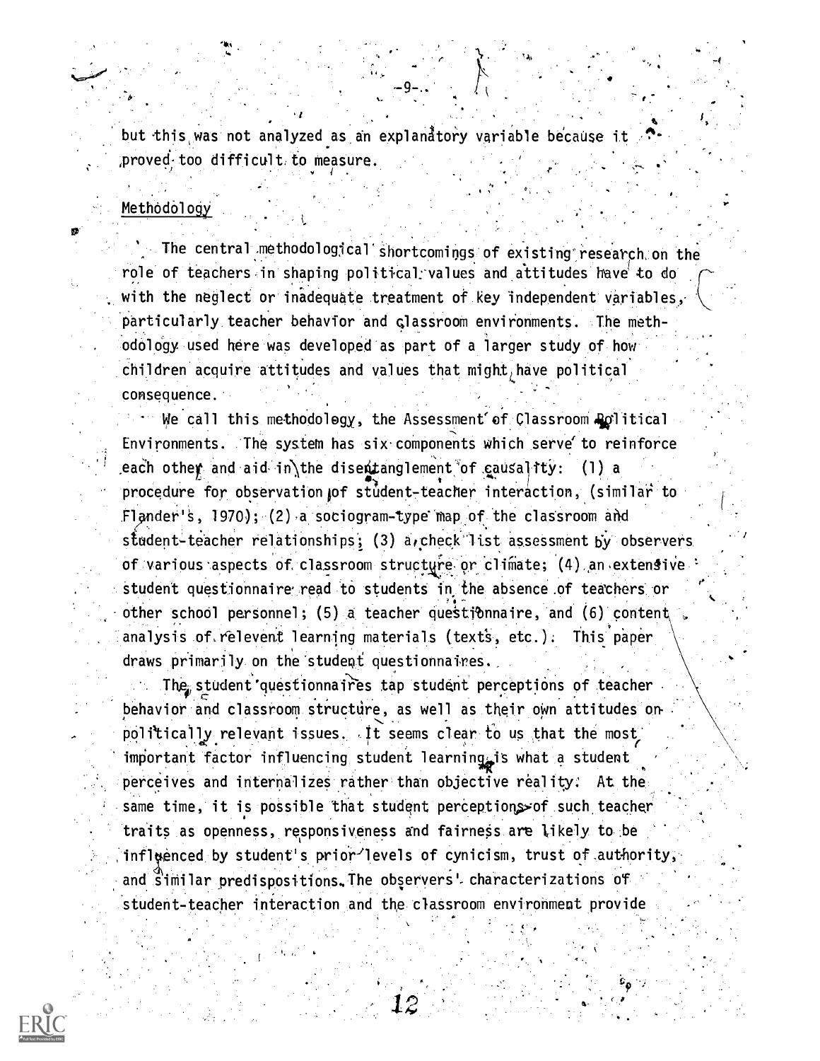but this was not analyzed as an explanatory variable because it proved too difficult to measure.

## Methodology

The central methodological shortcomings of existing research on the role of teachers in shaping political values and attitudes have to do with the neglect or inadequate treatment of key independent variables, particularly teacher behavior and classroom environments. The methodology used here was developed as part of a larger study of how children acquire attitudes and values that might have political consequence.

We call this methodology, the Assessment of Classroom Political Environments. The system has six components which serve to reinforce each other and aid in the disentanglement of causality: (1) a procedure for observation of student-teacher interaction, (similar to Flander's, 1970); (2) a sociogram-type map of the classroom and student-teacher relationships; (3) a check list assessment by observers of various aspects of classroom structure or climate; (4) an extensive student questionnaire read to students in the absence of teachers or other school personnel; (5) a teacher questionnaire, and (6) content analysis of relevent learning materials (texts, etc.). This paper draws primarily on the student questionnaires.

The student questionnaires tap student perceptions of teacher behavior and classroom structure, as well as their own attitudes on politically relevant issues. It seems clear to us that the most important factor influencing student learning is what a student perceives and internalizes rather than objective reality. At the same time, it is possible that student perceptions of such teacher traits as openness, responsiveness and fairness are likely to be influenced by student's prior levels of cynicism, trust of authority, and similar predispositions. The observers' characterizations of student-teacher interaction and the classroom environment provide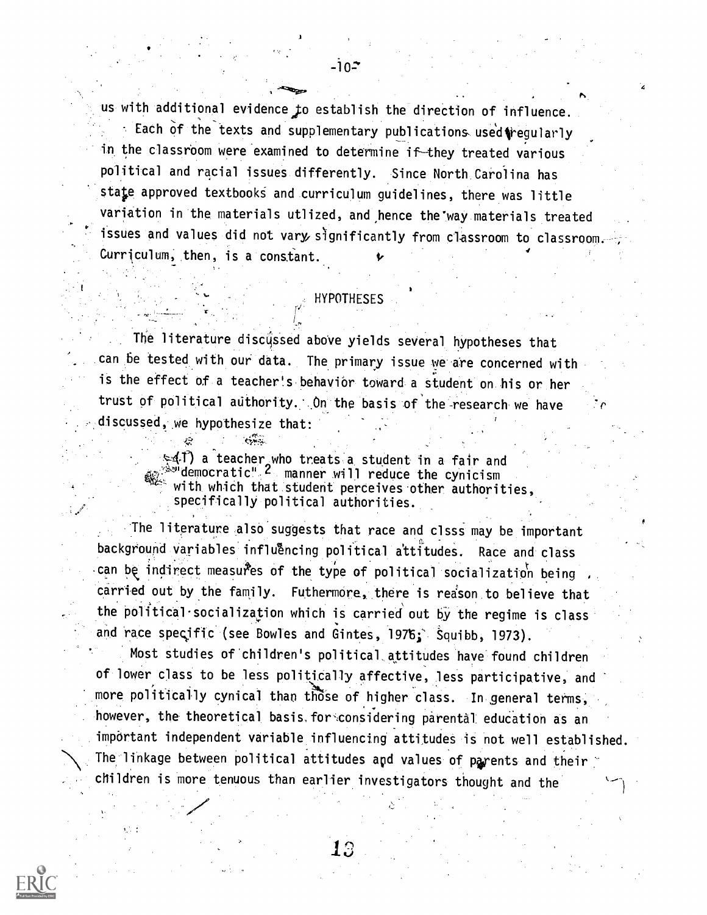us with additional evidence to establish the direction of influence.

Each of the texts and supplementary publications used regularly in the classroom were examined to determine if they treated various political and racial issues differently. Since North Carolina has state approved textbooks and curriculum guidelines, there was little variation in the materials utlized, and hence the way materials treated issues and values did not vary significantly from classroom to classroom. Curriculum, then, is a constant.

## HYPOTHESES

The literature discussed above yields several hypotheses that can be tested with our data. The primary issue we are concerned with is the effect of a teacher's behavior toward a student on his or her trust of political authority. On the basis of the research we have discussed, we hypothesize that:

> (1) a teacher who treats a student in a fair and "democratic"[2] manner will reduce the cynicism with which that student perceives other authorities, specifically political authorities.

The literature also suggests that race and clsss may be important background variables influencing political attitudes. Race and class can be indirect measures of the type of political socialization being carried out by the family. Futhermore, there is reason to believe that the political socialization which is carried out by the regime is class and race specific (see Bowles and Gintes, 1976; Squibb, 1973).

Most studies of children's political attitudes have found children of lower class to be less politically affective, less participative, and more politically cynical than those of higher class. In general terms, however, the theoretical basis for considering parental education as an important independent variable influencing attitudes is not well established. The linkage between political attitudes and values of parents and their children is more tenuous than earlier investigators thought and the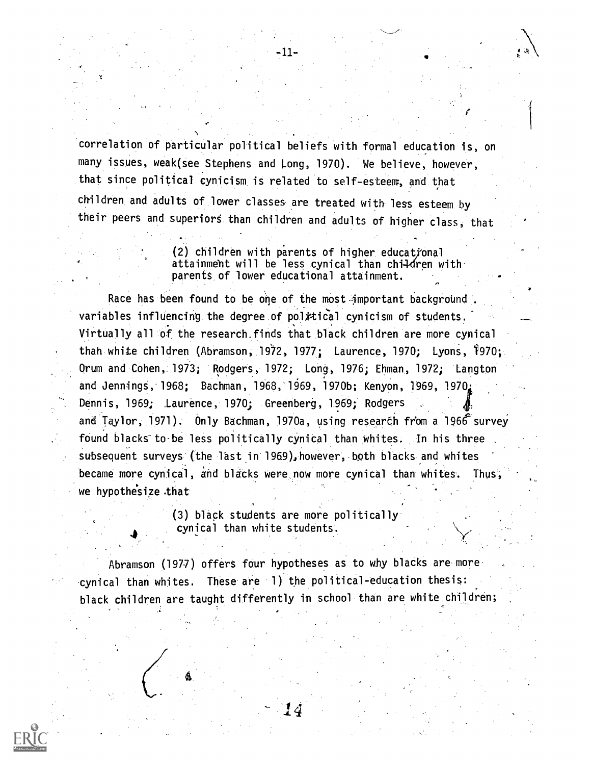correlation of particular political beliefs with formal education is, on many issues, weak(see Stephens and Long, 1970). We believe, however, that since political cynicism is related to self-esteem, and that children and adults of lower classes are treated with less esteem by their peers and superiors than children and adults of higher class, that

> (2) children with parents of higher educational attainment will be less cynical than children with parents of lower educational attainment.

Race has been found to be one of the most important background variables influencing the degree of political cynicism of students. Virtually all of the research finds that black children are more cynical than white children (Abramson, 1972, 1977; Laurence, 1970; Lyons, 1970; Orum and Cohen, 1973; Rodgers, 1972; Long, 1976; Ehman, 1972; Langton and Jennings, 1968; Bachman, 1968, 1969, 1970b; Kenyon, 1969, 1970; Dennis, 1969; Laurence, 1970; Greenberg, 1969; Rodgers and Taylor, 1971). Only Bachman, 1970a, using research from a 1966 survey found blacks to be less politically cynical than whites. In his three subsequent surveys (the last in 1969), however, both blacks and whites became more cynical, and blacks were now more cynical than whites. Thus, we hypothesize that

> (3) black students are more politically cynical than white students.

Abramson (1977) offers four hypotheses as to why blacks are more cynical than whites. These are 1) the political-education thesis: black children are taught differently in school than are white children;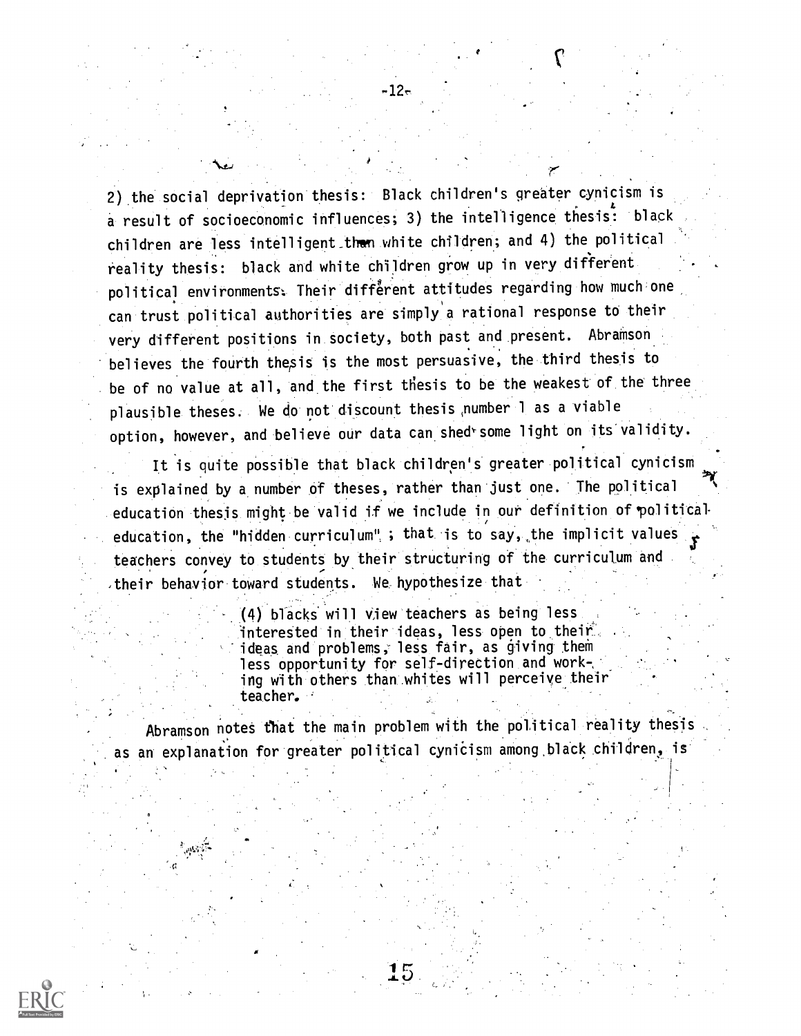2) the social deprivation thesis: Black children's greater cynicism is a result of socioeconomic influences; 3) the intelligence thesis: black children are less intelligent than white children; and 4) the political reality thesis: black and white children grow up in very different political environments. Their different attitudes regarding how much one can trust political authorities are simply a rational response to their very different positions in society, both past and present. Abramson believes the fourth thesis is the most persuasive, the third thesis to be of no value at all, and the first thesis to be the weakest of the three plausible theses. We do not discount thesis number 1 as a viable option, however, and believe our data can shed some light on its validity.

It is quite possible that black children's greater political cynicism is explained by a number of theses, rather than just one. The political education thesis might be valid if we include in our definition of political education, the "hidden curriculum"; that is to say, the implicit values teachers convey to students by their structuring of the curriculum and their behavior toward students. We hypothesize that

> (4) blacks will view teachers as being less interested in their ideas, less open to their ideas and problems, less fair, as giving them less opportunity for self-direction and working with others than whites will perceive their teacher.

Abramson notes that the main problem with the political reality thesis as an explanation for greater political cynicism among black children, is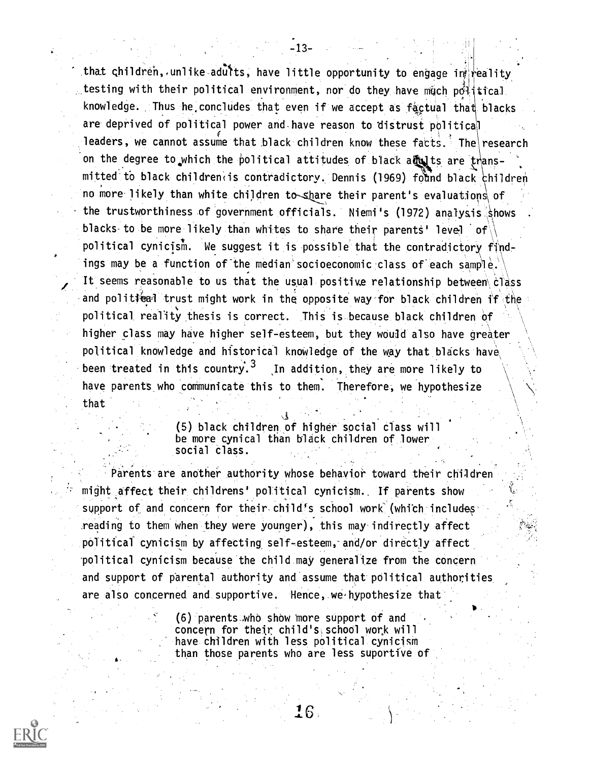that children, unlike adults, have little opportunity to engage in reality testing with their political environment, nor do they have much political knowledge. Thus he concludes that even if we accept as factual that blacks are deprived of political power and have reason to distrust political leaders, we cannot assume that black children know these facts. The research on the degree to which the political attitudes of black adults are transmitted to black children is contradictory. Dennis (1969) found black children no more likely than white children to share their parent's evaluations of the trustworthiness of government officials. Niemi's (1972) analysis shows blacks to be more likely than whites to share their parents' level of political cynicism. We suggest it is possible that the contradictory findings may be a function of the median socioeconomic class of each sample. It seems reasonable to us that the usual positive relationship between class and political trust might work in the opposite way for black children if the political reality thesis is correct. This is because black children of higher class may have higher self-esteem, but they would also have greater political knowledge and historical knowledge of the way that blacks have been treated in this country.[3] In addition, they are more likely to have parents who communicate this to them. Therefore, we hypothesize that

> (5) black children of higher social class will be more cynical than black children of lower social class.

Parents are another authority whose behavior toward their children might affect their childrens' political cynicism. If parents show support of and concern for their child's school work (which includes reading to them when they were younger), this may indirectly affect political cynicism by affecting self-esteem, and/or directly affect political cynicism because the child may generalize from the concern and support of parental authority and assume that political authorities are also concerned and supportive. Hence, we hypothesize that

> (6) parents who show more support of and concern for their child's school work will have children with less political cynicism than those parents who are less suportive of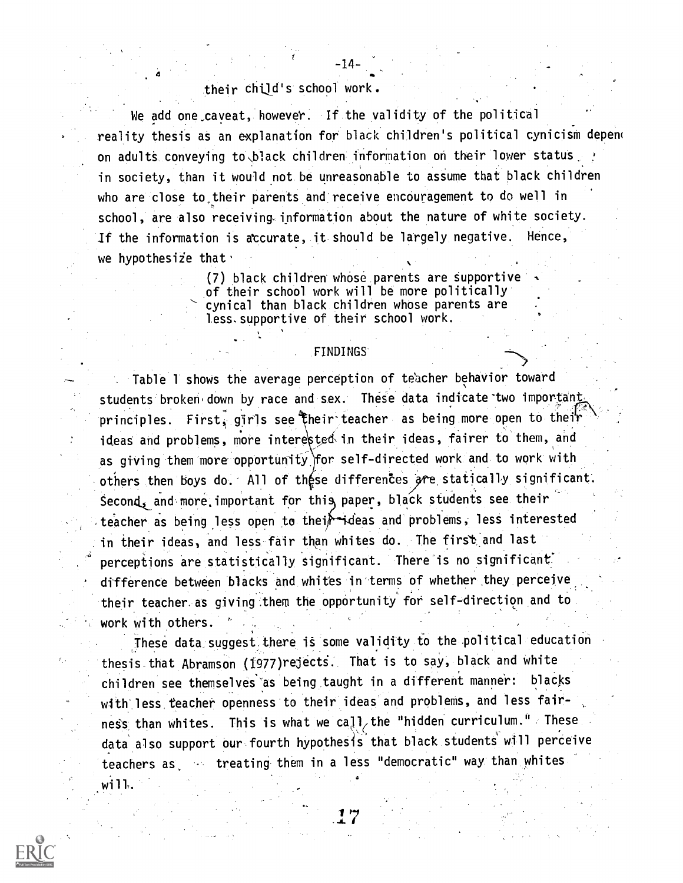their child's school work.

We add one caveat, however. If the validity of the political reality thesis as an explanation for black children's political cynicism depend on adults conveying to black children information on their lower status in society, than it would not be unreasonable to assume that black children who are close to their parents and receive encouragement to do well in school, are also receiving information about the nature of white society. If the information is accurate, it should be largely negative. Hence, we hypothesize that

> (7) black children whose parents are supportive of their school work will be more politically cynical than black children whose parents are less supportive of their school work.

## FINDINGS

Table 1 shows the average perception of teacher behavior toward students broken down by race and sex. These data indicate two important principles. First, girls see their teacher as being more open to their ideas and problems, more interested in their ideas, fairer to them, and as giving them more opportunity for self-directed work and to work with others then boys do. All of these differences are statically significant. Second, and more important for this paper, black students see their teacher as being less open to their ideas and problems, less interested in their ideas, and less fair than whites do. The first and last perceptions are statistically significant. There is no significant difference between blacks and whites in terms of whether they perceive their teacher as giving them the opportunity for self-direction and to work with others.

These data suggest there is some validity to the political education thesis that Abramson (1977) rejects. That is to say, black and white children see themselves as being taught in a different manner: blacks with less teacher openness to their ideas and problems, and less fairness than whites. This is what we call the "hidden curriculum." These data also support our fourth hypothesis that black students will perceive teachers as treating them in a less "democratic" way than whites will.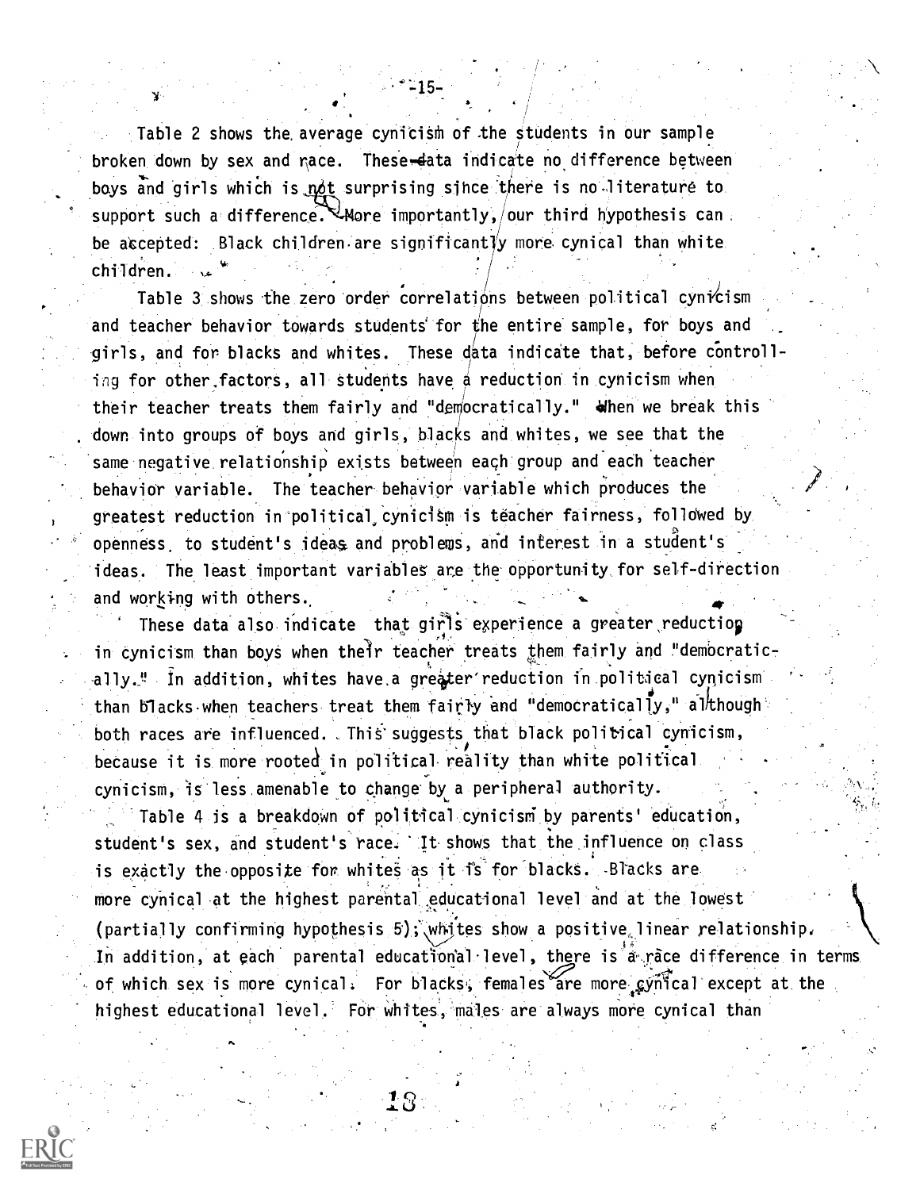Table 2 shows the average cynicism of the students in our sample broken down by sex and race. These data indicate no difference between boys and girls which is not surprising since there is no literature to support such a difference. More importantly, our third hypothesis can be accepted: Black children are significantly more cynical than white children.

Table 3 shows the zero order correlations between political cynicism and teacher behavior towards students for the entire sample, for boys and girls, and for blacks and whites. These data indicate that, before controlling for other factors, all students have a reduction in cynicism when their teacher treats them fairly and "democratically." When we break this down into groups of boys and girls, blacks and whites, we see that the same negative relationship exists between each group and each teacher behavior variable. The teacher behavior variable which produces the greatest reduction in political cynicism is teacher fairness, followed by openness to student's ideas and problems, and interest in a student's ideas. The least important variables are the opportunity for self-direction and working with others.

These data also indicate that girls experience a greater reduction in cynicism than boys when their teacher treats them fairly and "democratically." In addition, whites have a greater reduction in political cynicism than blacks when teachers treat them fairly and "democratically," although both races are influenced. This suggests that black political cynicism, because it is more rooted in political reality than white political cynicism, is less amenable to change by a peripheral authority.

Table 4 is a breakdown of political cynicism by parents' education, student's sex, and student's race. It shows that the influence on class is exactly the opposite for whites as it is for blacks. Blacks are more cynical at the highest parental educational level and at the lowest (partially confirming hypothesis 5); whites show a positive linear relationship. In addition, at each parental educational level, there is a race difference in terms of which sex is more cynical. For blacks, females are more cynical except at the highest educational level. For whites, males are always more cynical than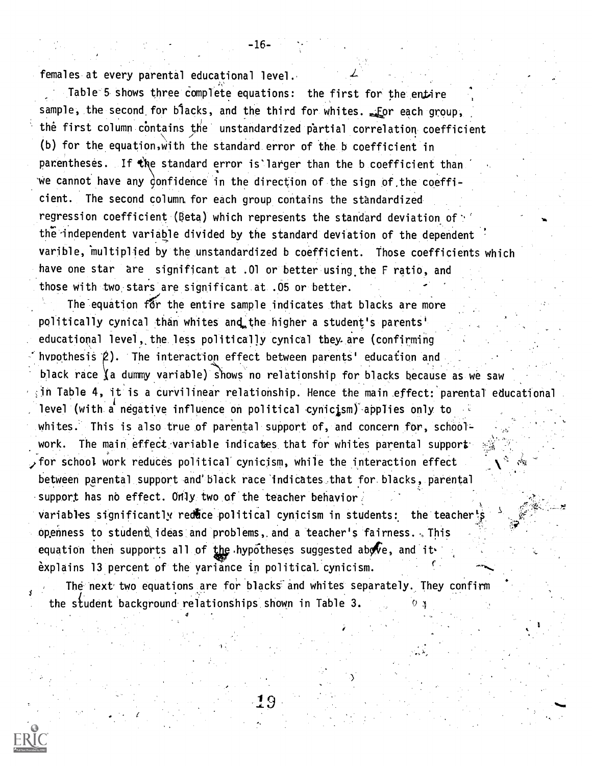females at every parental educational level.

Table 5 shows three complete equations: the first for the entire sample, the second for blacks, and the third for whites. For each group, the first column contains the unstandardized partial correlation coefficient (b) for the equation, with the standard error of the b coefficient in parentheses. If the standard error is larger than the b coefficient than we cannot have any confidence in the direction of the sign of the coefficient. The second column for each group contains the standardized regression coefficient (Beta) which represents the standard deviation of the independent variable divided by the standard deviation of the dependent varible, multiplied by the unstandardized b coefficient. Those coefficients which have one star are significant at .01 or better using the F ratio, and those with two stars are significant at .05 or better.

The equation for the entire sample indicates that blacks are more politically cynical than whites and the higher a student's parents' educational level, the less politically cynical they are (confirming hypothesis 2). The interaction effect between parents' education and black race (a dummy variable) shows no relationship for blacks because as we saw in Table 4, it is a curvilinear relationship. Hence the main effect: parental educational level (with a negative influence on political cynicism) applies only to whites. This is also true of parental support of, and concern for, schoolwork. The main effect variable indicates that for whites parental support for school work reduces political cynicism, while the interaction effect between parental support and black race indicates that for blacks, parental support has no effect. Only two of the teacher behavior variables significantly reduce political cynicism in students: the teacher's openness to student ideas and problems, and a teacher's fairness. This equation then supports all of the hypotheses suggested above, and it explains 13 percent of the variance in political cynicism.

The next two equations are for blacks and whites separately. They confirm the student background relationships shown in Table 3.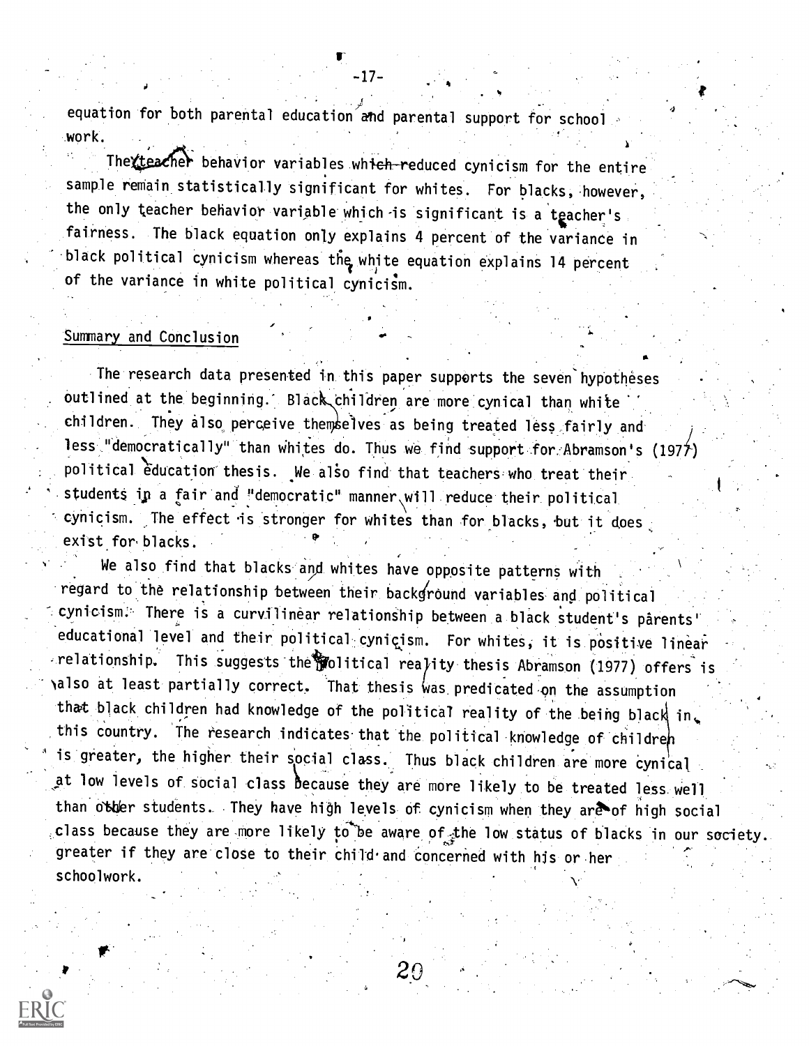equation for both parental education and parental support for school work.

The teacher behavior variables which reduced cynicism for the entire sample remain statistically significant for whites. For blacks, however, the only teacher behavior variable which is significant is a teacher's fairness. The black equation only explains 4 percent of the variance in black political cynicism whereas the white equation explains 14 percent of the variance in white political cynicism.

## Summary and Conclusion

The research data presented in this paper supports the seven hypotheses outlined at the beginning. Black children are more cynical than white children. They also perceive themselves as being treated less fairly and less "democratically" than whites do. Thus we find support for Abramson's (1977) political education thesis. We also find that teachers who treat their students in a fair and "democratic" manner will reduce their political cynicism. The effect is stronger for whites than for blacks, but it does exist for blacks.

We also find that blacks and whites have opposite patterns with regard to the relationship between their background variables and political cynicism. There is a curvilinear relationship between a black student's parents' educational level and their political cynicism. For whites, it is positive linear relationship. This suggests the political reality thesis Abramson (1977) offers is also at least partially correct. That thesis was predicated on the assumption that black children had knowledge of the political reality of the being black in this country. The research indicates that the political knowledge of children is greater, the higher their social class. Thus black children are more cynical at low levels of social class because they are more likely to be treated less well than other students. They have high levels of cynicism when they are of high social class because they are more likely to be aware of the low status of blacks in our society. greater if they are close to their child and concerned with his or her schoolwork.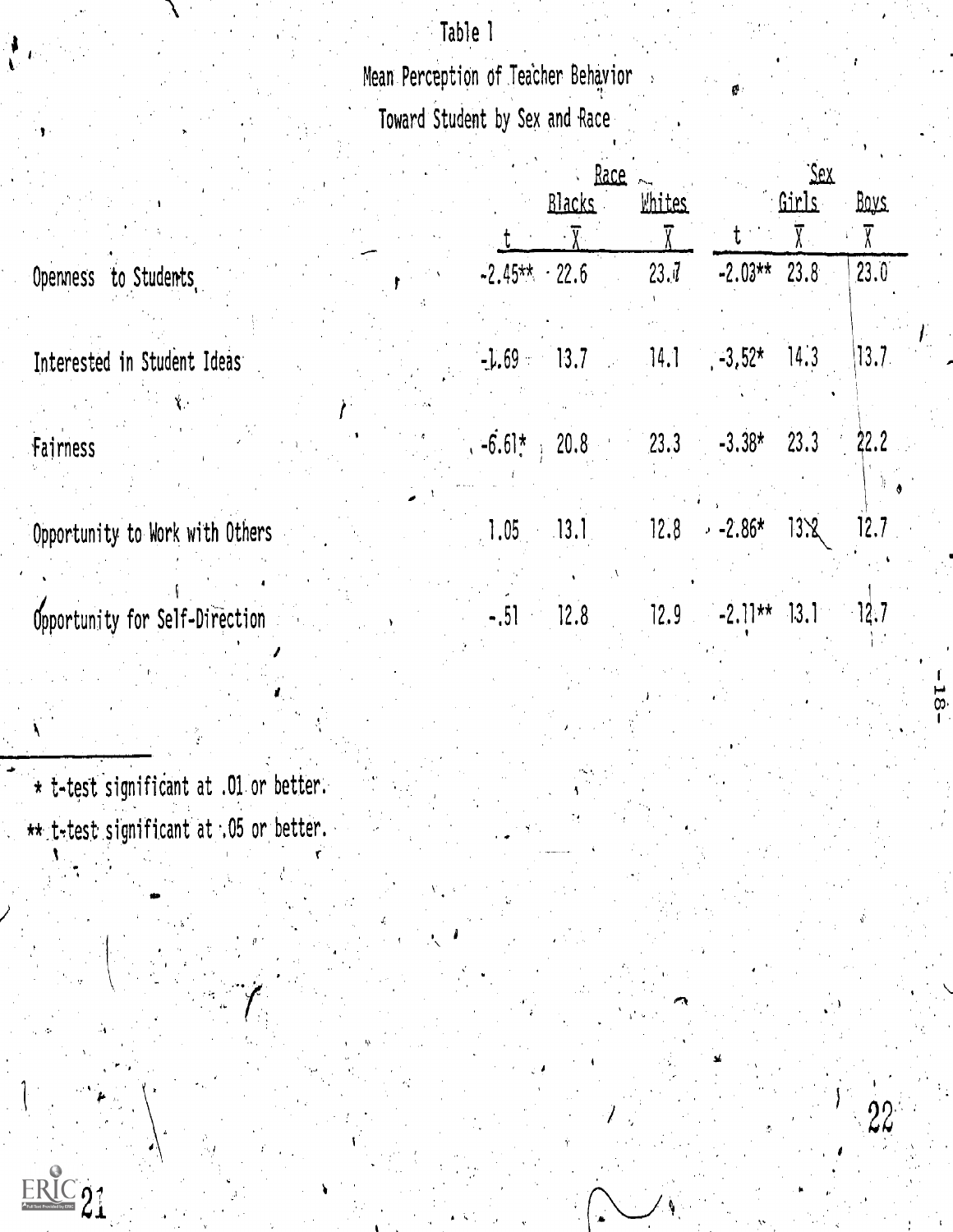Table 1

Mean Perception of Teacher Behavior

Toward Student by Sex and Race

| | Race | | | Sex | | |
|---|---|---|---|---|---|---|
| | | Blacks | Whites | | Girls | Boys |
| | t | $\overline{X}$ | $\overline{X}$ | t | $\overline{X}$ | $\overline{X}$ |
| Openness to Students | -2.45** | 22.6 | 23.7 | -2.03** | 23.8 | 23.0 |
| Interested in Student Ideas | -1.69 | 13.7 | 14.1 | -3.52* | 14.3 | 13.7 |
| Fairness | -6.61* | 20.8 | 23.3 | -3.38* | 23.3 | 22.2 |
| Opportunity to Work with Others | 1.05 | 13.1 | 12.8 | -2.86* | 13.2 | 12.7 |
| Opportunity for Self-Direction | -.51 | 12.8 | 12.9 | -2.11** | 13.1 | 12.7 |

* t-test significant at .01 or better.

** t-test significant at .05 or better.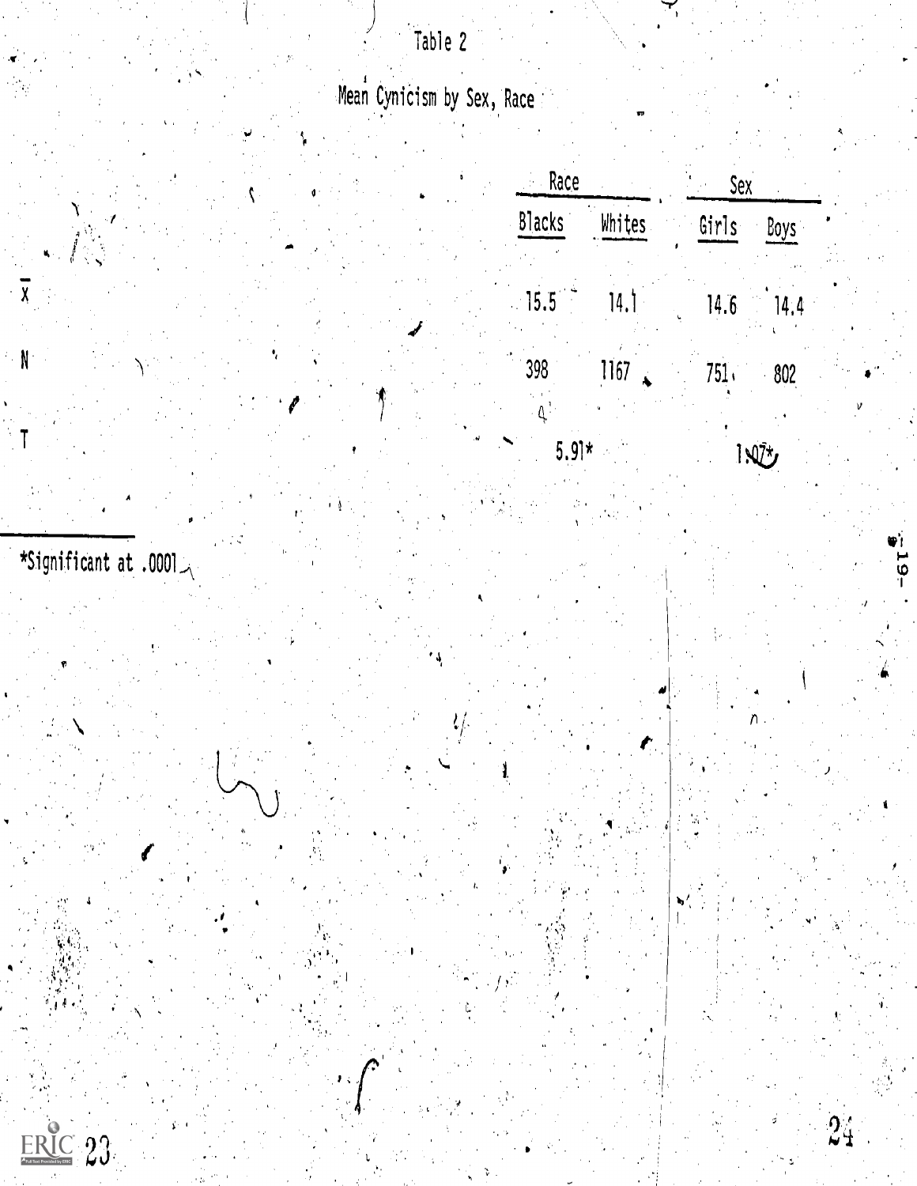Table 2

Mean Cynicism by Sex, Race

| | Race | | Sex | |
|---|---|---|---|---|
| | Blacks | Whites | Girls | Boys |
| $\bar{X}$ | 15.5 | 14.1 | 14.6 | 14.4 |
| N | 398 | 1167 | 751 | 802 |
| T | 5.91* | | 1.07* | |

*Significant at .0001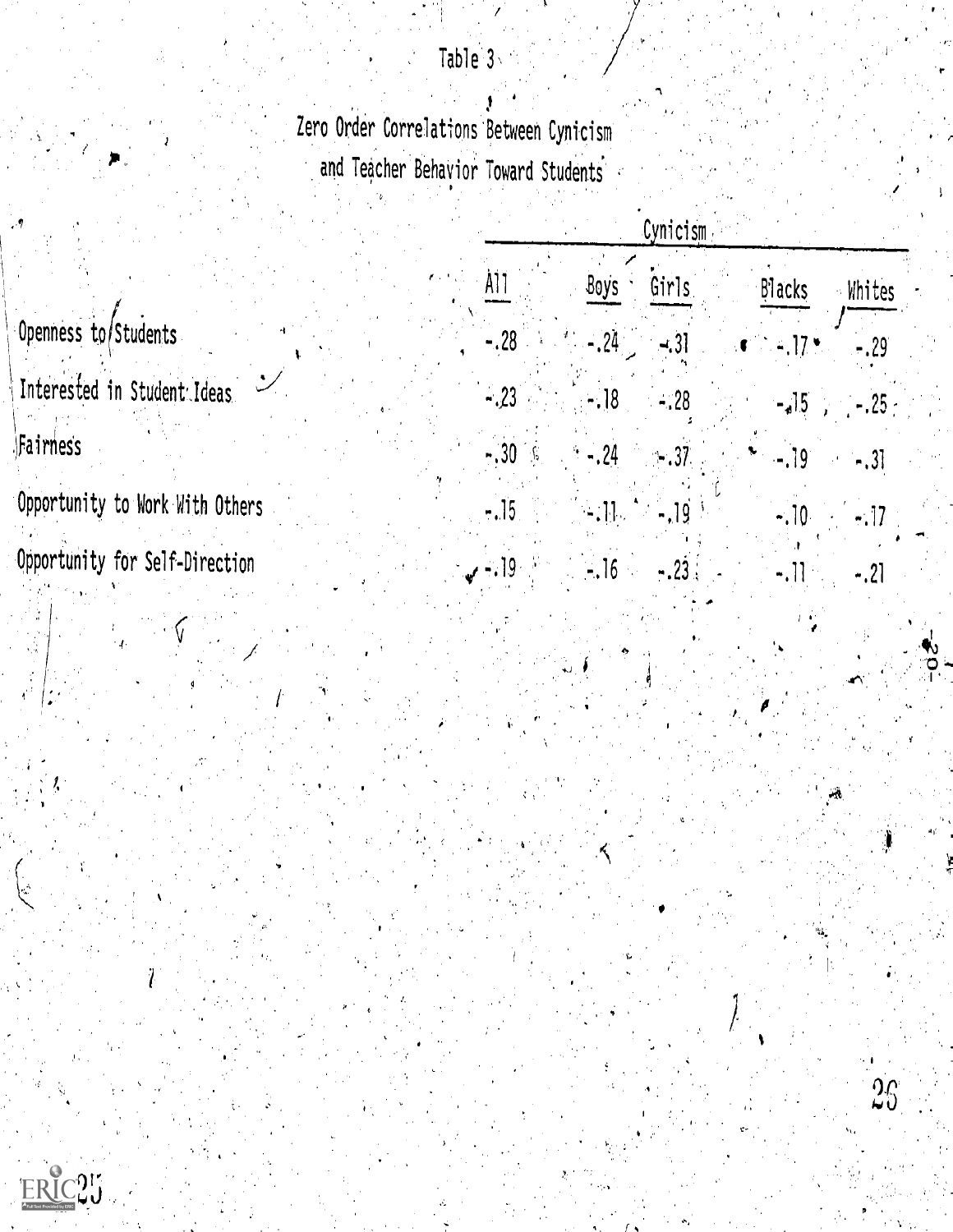Table 3

Zero Order Correlations Between Cynicism and Teacher Behavior Toward Students

| | Cynicism | | | | |
|---|---|---|---|---|---|
| | All | Boys | Girls | Blacks | Whites |
| Openness to Students | -.28 | -.24 | -.31 | -.17 | -.29 |
| Interested in Student Ideas | -.23 | -.18 | -.28 | -.15 | -.25 |
| Fairness | -.30 | -.24 | -.37 | -.19 | -.31 |
| Opportunity to Work With Others | -.15 | -.11 | -.19 | -.10 | -.17 |
| Opportunity for Self-Direction | -.19 | -.16 | -.23 | -.11 | -.21 |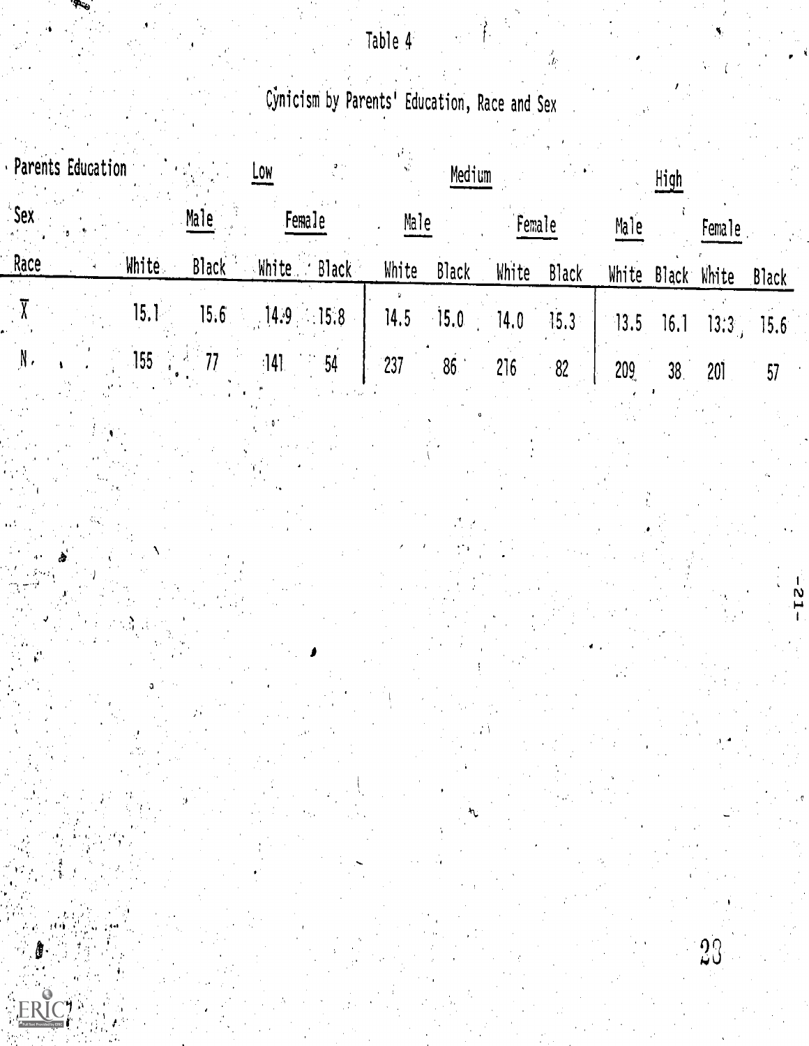Table 4

Cynicism by Parents' Education, Race and Sex

| Parents Education | Low | | | | Medium | | | | High | | | |
|---|---|---|---|---|---|---|---|---|---|---|---|---|
| Sex | Male | | Female | | Male | | Female | | Male | | Female | |
| Race | White | Black | White | Black | White | Black | White | Black | White | Black | White | Black |
| $\overline{X}$ | 15.1 | 15.6 | 14.9 | 15.8 | 14.5 | 15.0 | 14.0 | 15.3 | 13.5 | 16.1 | 13.3 | 15.6 |
| N | 155 | 77 | 141 | 54 | 237 | 86 | 216 | 82 | 209 | 38 | 201 | 57 |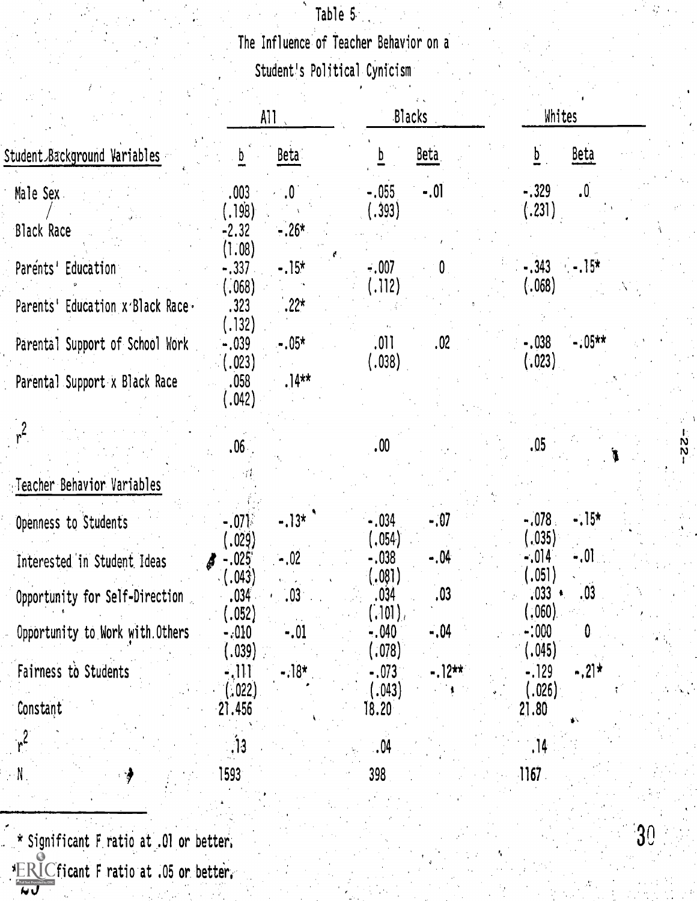Table 5

The Influence of Teacher Behavior on a Student's Political Cynicism

| | All | | Blacks | | Whites | |
|---|---|---|---|---|---|---|
| Student Background Variables | b | Beta | b | Beta | b | Beta |
| Male Sex | .003 (.198) | .0 | -.055 (.393) | -.01 | -.329 (.231) | .0 |
| Black Race | -2.32 (1.08) | -.26* | | | | |
| Parents' Education | -.337 (.068) | -.15* | -.007 (.112) | 0 | -.343 (.068) | -.15* |
| Parents' Education x Black Race | .323 (.132) | .22* | | | | |
| Parental Support of School Work | -.039 (.023) | -.05* | .011 (.038) | .02 | -.038 (.023) | -.05** |
| Parental Support x Black Race | .058 (.042) | .14** | | | | |
| $r^2$ | .06 | | .00 | | .05 | |
| Teacher Behavior Variables | | | | | | |
| Openness to Students | -.071 (.029) | -.13* | -.034 (.054) | -.07 | -.078 (.035) | -.15* |
| Interested in Student Ideas | -.025 (.043) | -.02 | -.038 (.081) | -.04 | -.014 (.051) | -.01 |
| Opportunity for Self-Direction | .034 (.052) | .03 | .034 (.101) | .03 | .033 (.060) | .03 |
| Opportunity to Work with Others | -.010 (.039) | -.01 | -.040 (.078) | -.04 | -.000 (.045) | 0 |
| Fairness to Students | -.111 (.022) | -.18* | -.073 (.043) | -.12** | -.129 (.026) | -.21* |
| Constant | 21.456 | | 18.20 | | 21.80 | |
| $r^2$ | .13 | | .04 | | .14 | |
| N | 1593 | | 398 | | 1167 | |

\* Significant F ratio at .01 or better.

\*\* Significant F ratio at .05 or better.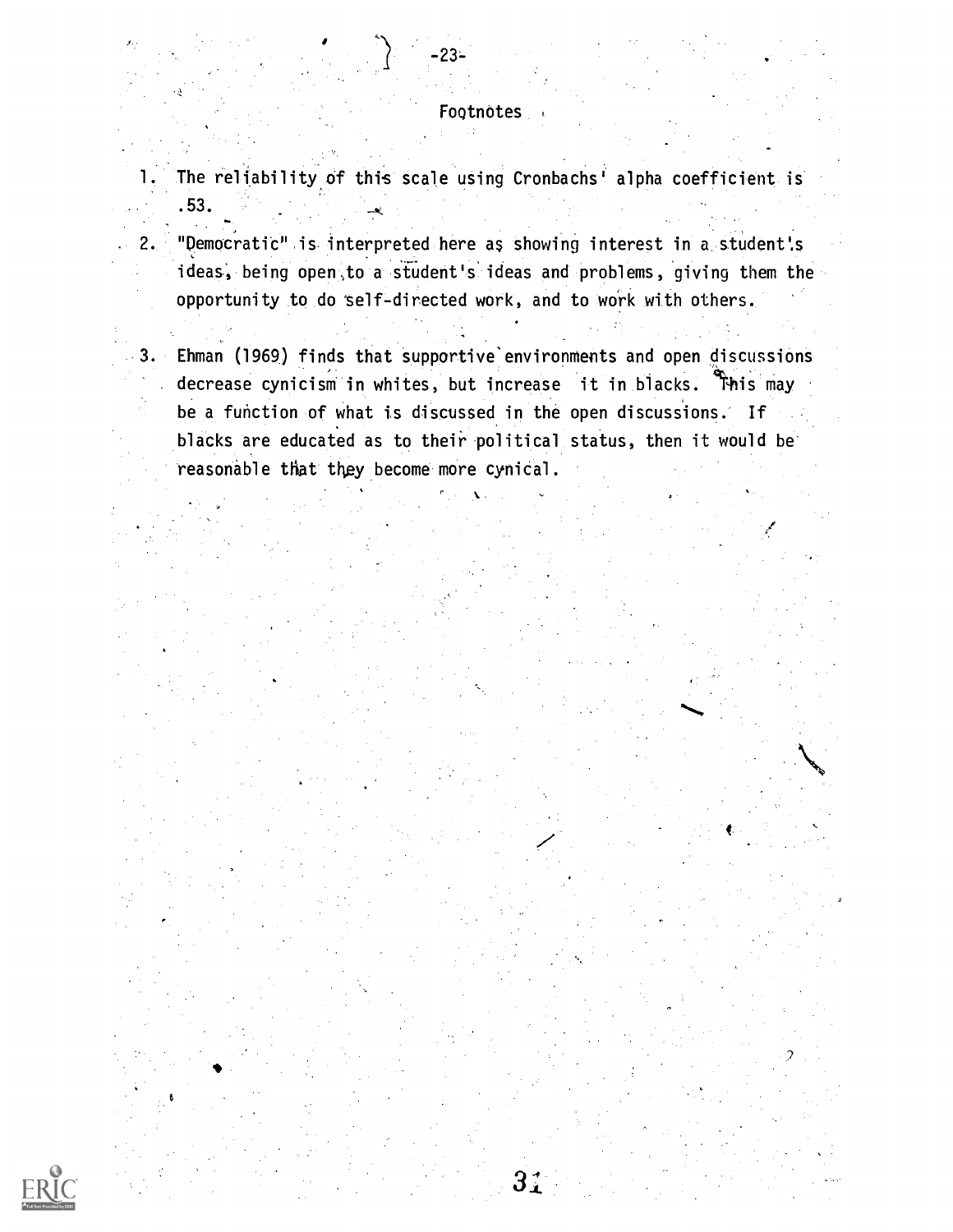## Footnotes

1. The reliability of this scale using Cronbachs' alpha coefficient is .53.

2. "Democratic" is interpreted here as showing interest in a student's ideas, being open to a student's ideas and problems, giving them the opportunity to do self-directed work, and to work with others.

3. Ehman (1969) finds that supportive environments and open discussions decrease cynicism in whites, but increase it in blacks. This may be a function of what is discussed in the open discussions. If blacks are educated as to their political status, then it would be reasonable that they become more cynical.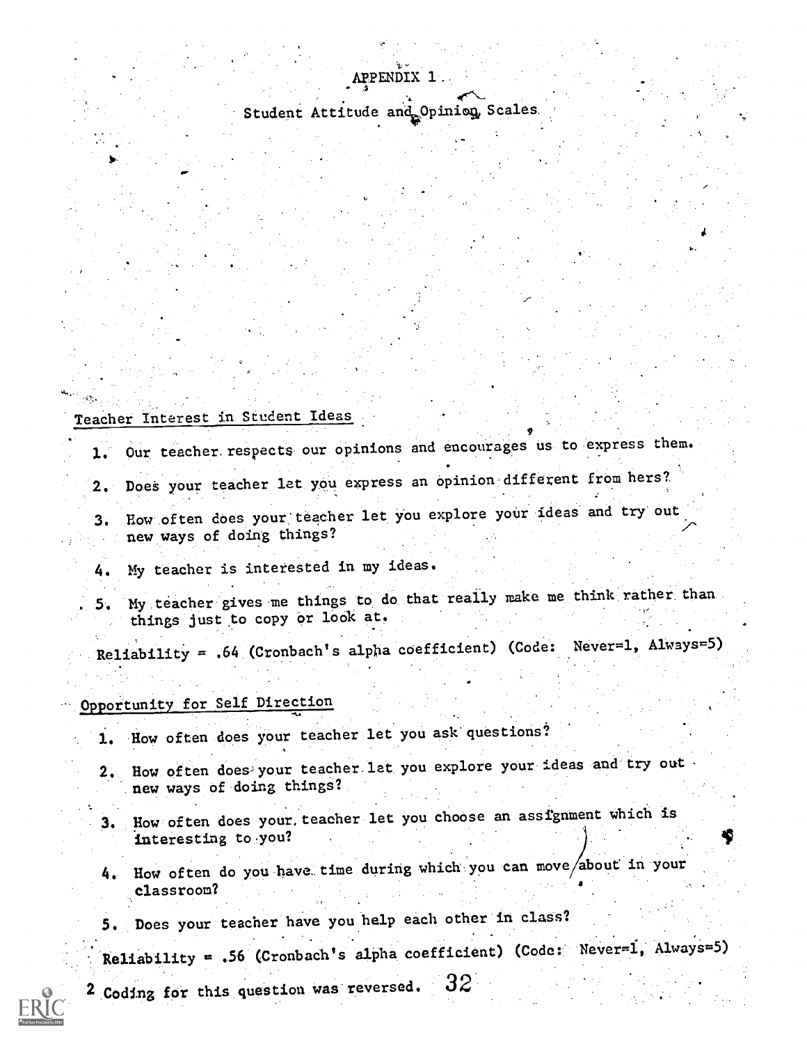# APPENDIX 1

## Student Attitude and Opinion Scales

### Teacher Interest in Student Ideas

1. Our teacher respects our opinions and encourages us to express them.
2. Does your teacher let you express an opinion different from hers?
3. How often does your teacher let you explore your ideas and try out new ways of doing things?
4. My teacher is interested in my ideas.
5. My teacher gives me things to do that really make me think rather than things just to copy or look at.

Reliability = .64 (Cronbach's alpha coefficient) (Code: Never=1, Always=5)

### Opportunity for Self Direction

1. How often does your teacher let you ask questions?
2. How often does your teacher let you explore your ideas and try out new ways of doing things?
3. How often does your teacher let you choose an assignment which is interesting to you?
4. How often do you have time during which you can move about in your classroom?
5. Does your teacher have you help each other in class?

Reliability = .56 (Cronbach's alpha coefficient) (Code: Never=1, Always=5)

2 Coding for this question was reversed.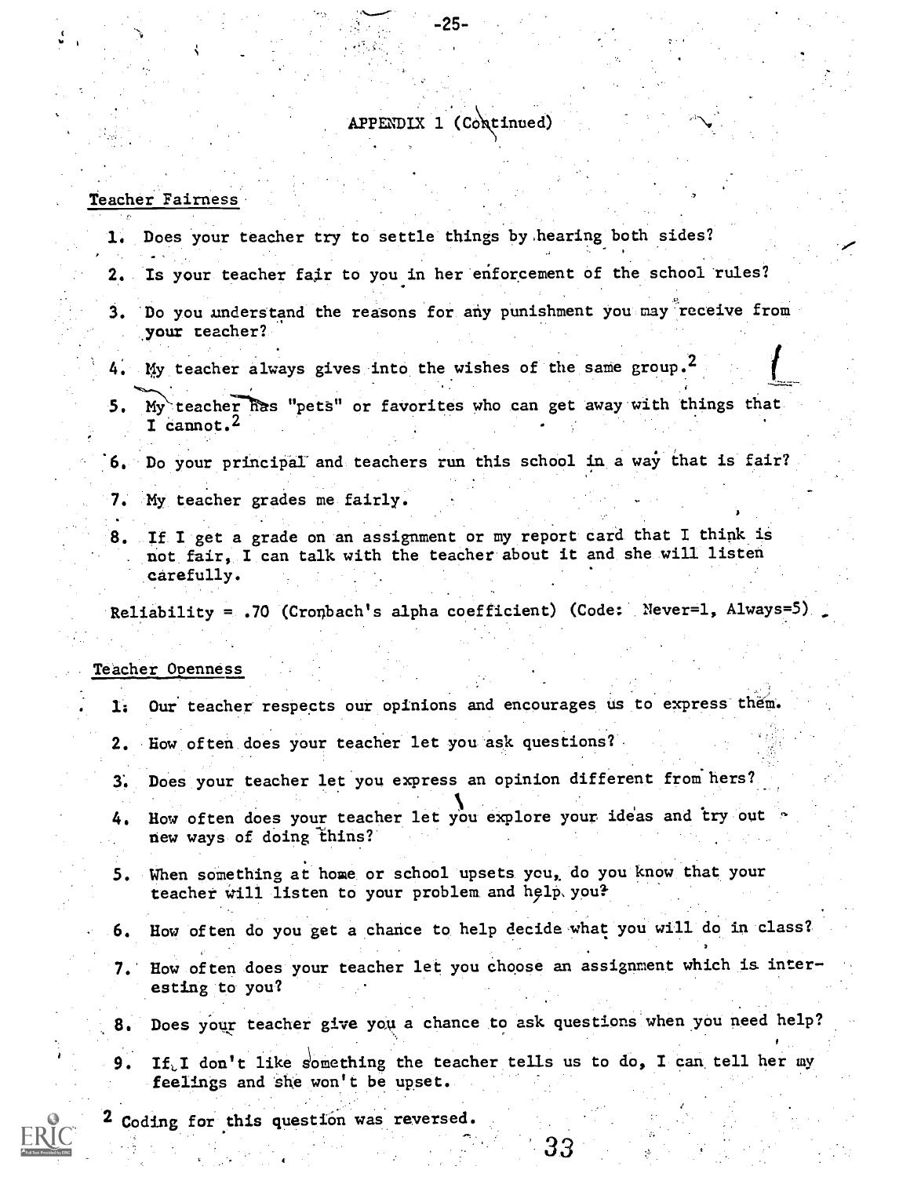APPENDIX 1 (Continued)

Teacher Fairness

1. Does your teacher try to settle things by hearing both sides?
2. Is your teacher fair to you in her enforcement of the school rules?
3. Do you understand the reasons for any punishment you may receive from your teacher?
4. My teacher always gives into the wishes of the same group.[2]
5. My teacher has "pets" or favorites who can get away with things that I cannot.[2]
6. Do your principal and teachers run this school in a way that is fair?
7. My teacher grades me fairly.
8. If I get a grade on an assignment or my report card that I think is not fair, I can talk with the teacher about it and she will listen carefully.

Reliability = .70 (Cronbach's alpha coefficient) (Code: Never=1, Always=5)

Teacher Openness

1. Our teacher respects our opinions and encourages us to express them.
2. How often does your teacher let you ask questions?
3. Does your teacher let you express an opinion different from hers?
4. How often does your teacher let you explore your ideas and try out new ways of doing thins?
5. When something at home or school upsets you, do you know that your teacher will listen to your problem and help you?
6. How often do you get a chance to help decide what you will do in class?
7. How often does your teacher let you choose an assignment which is interesting to you?
8. Does your teacher give you a chance to ask questions when you need help?
9. If I don't like something the teacher tells us to do, I can tell her my feelings and she won't be upset.

[2] Coding for this question was reversed.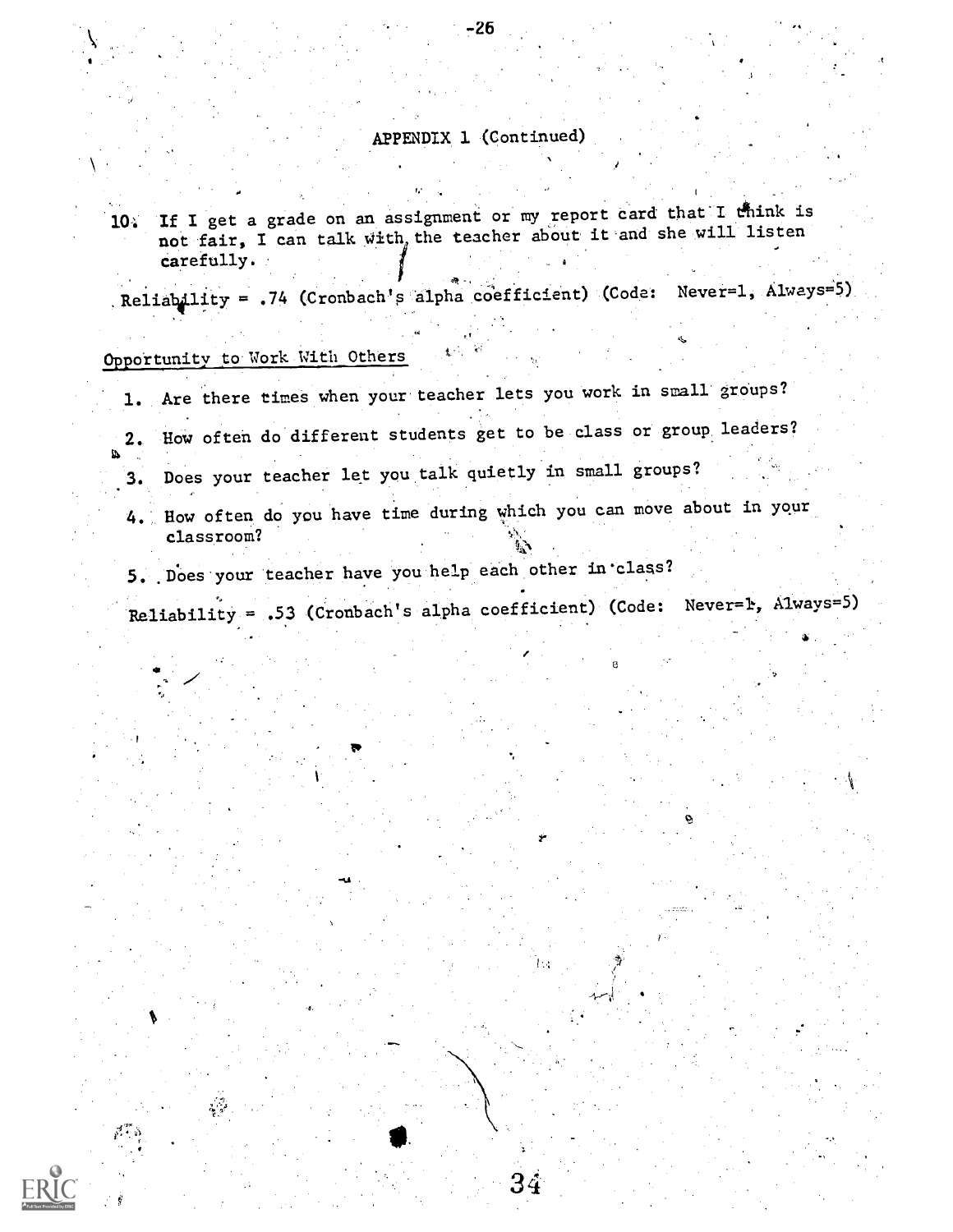## APPENDIX 1 (Continued)

10. If I get a grade on an assignment or my report card that I think is not fair, I can talk with the teacher about it and she will listen carefully.

Reliability = .74 (Cronbach's alpha coefficient) (Code: Never=1, Always=5)

Opportunity to Work With Others

1. Are there times when your teacher lets you work in small groups?
2. How often do different students get to be class or group leaders?
3. Does your teacher let you talk quietly in small groups?
4. How often do you have time during which you can move about in your classroom?
5. Does your teacher have you help each other in class?

Reliability = .53 (Cronbach's alpha coefficient) (Code: Never=1, Always=5)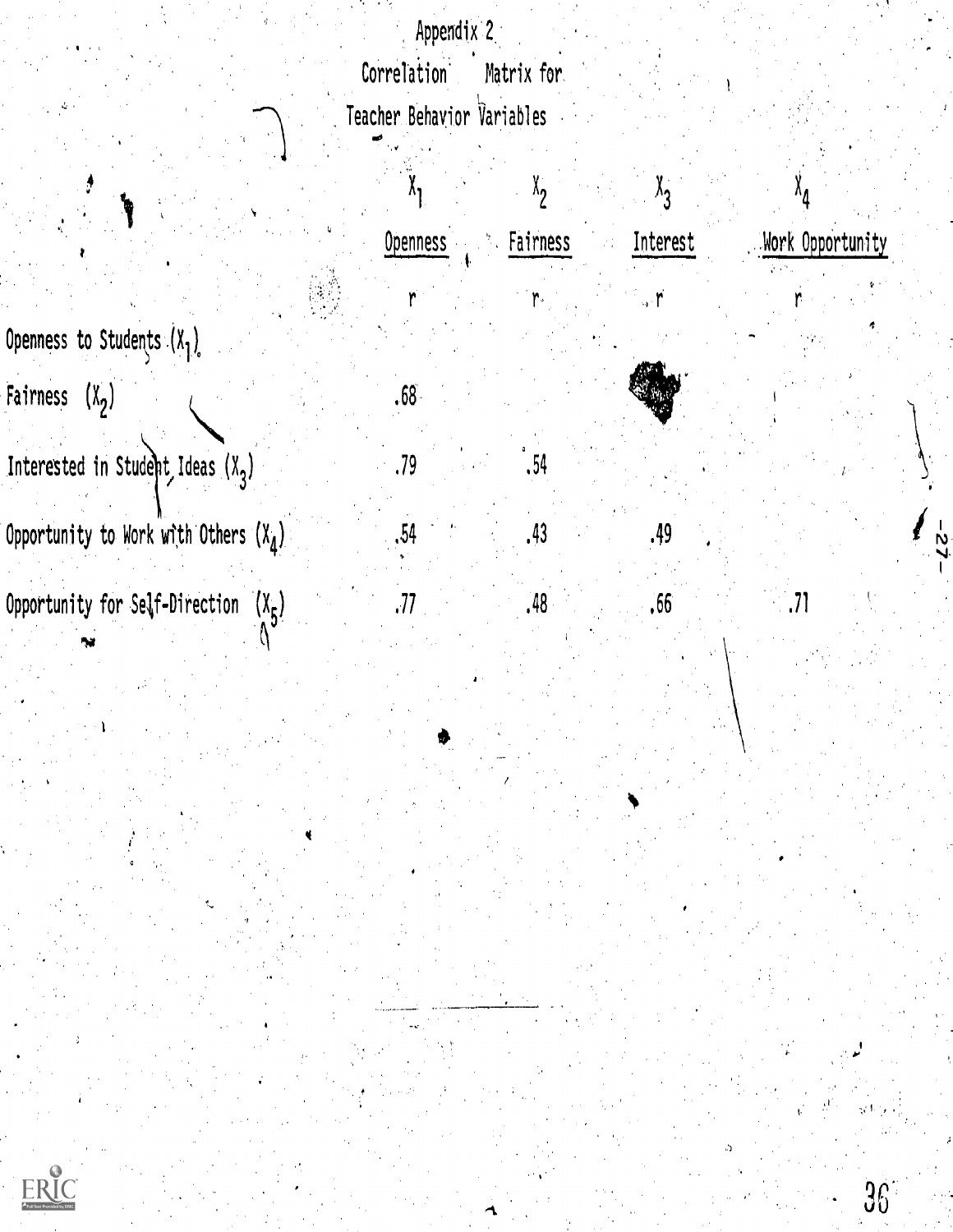Appendix 2

Correlation Matrix for Teacher Behavior Variables

| | $X_1$ Openness | $X_2$ Fairness | $X_3$ Interest | $X_4$ Work Opportunity |
|---|---|---|---|---|
| | r | r | r | r |
| Openness to Students ($X_1$) | | | | |
| Fairness ($X_2$) | .68 | | | |
| Interested in Student Ideas ($X_3$) | .79 | .54 | | |
| Opportunity to Work with Others ($X_4$) | .54 | .43 | .49 | |
| Opportunity for Self-Direction ($X_5$) | .77 | .48 | .66 | .71 |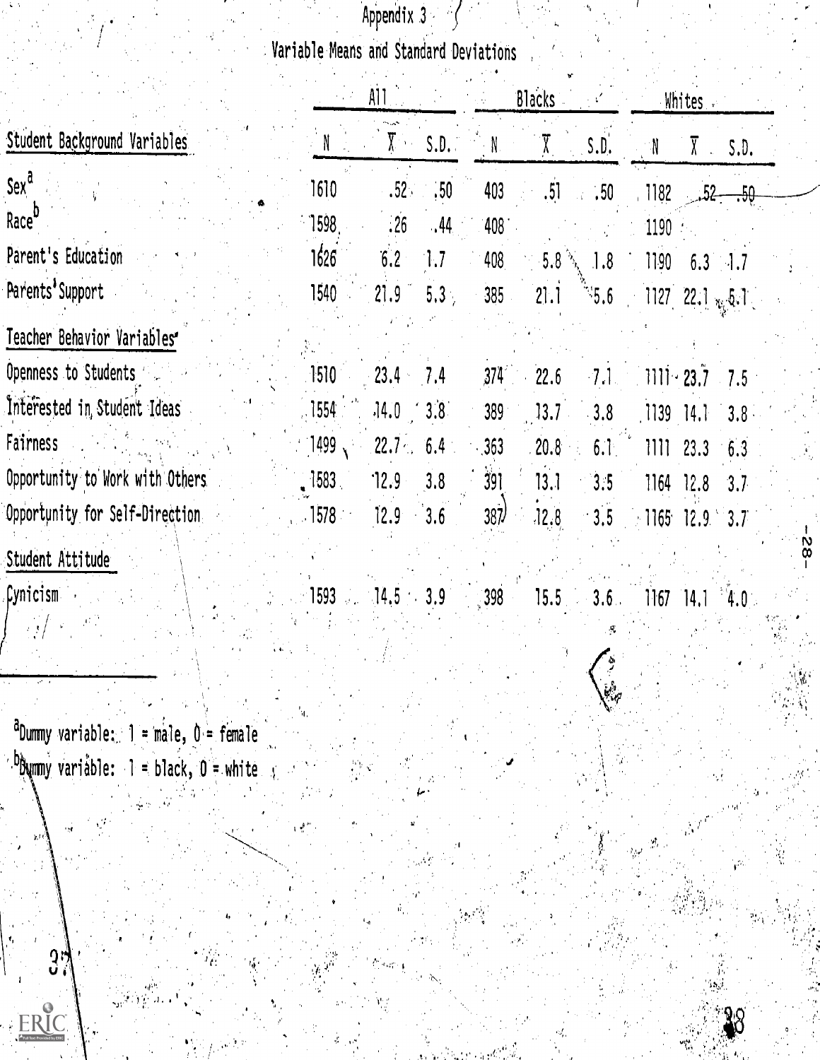Appendix 3

Variable Means and Standard Deviations

| | All | | | Blacks | | | Whites | | |
|---|---|---|---|---|---|---|---|---|---|
| Student Background Variables | N | $\bar{X}$ | S.D. | N | $\bar{X}$ | S.D. | N | $\bar{X}$ | S.D. |
| Sex[a] | 1610 | .52 | .50 | 403 | .51 | .50 | 1182 | .52 | .50 |
| Race[b] | 1598 | .26 | .44 | 408 | | | 1190 | | |
| Parent's Education | 1626 | 6.2 | 1.7 | 408 | 5.8 | 1.8 | 1190 | 6.3 | 1.7 |
| Parents' Support | 1540 | 21.9 | 5.3 | 385 | 21.1 | 5.6 | 1127 | 22.1 | 5.1 |
| Teacher Behavior Variables | | | | | | | | | |
| Openness to Students | 1510 | 23.4 | 7.4 | 374 | 22.6 | 7.1 | 1111 | 23.7 | 7.5 |
| Interested in Student Ideas | 1554 | 14.0 | 3.8 | 389 | 13.7 | 3.8 | 1139 | 14.1 | 3.8 |
| Fairness | 1499 | 22.7 | 6.4 | 363 | 20.8 | 6.1 | 1111 | 23.3 | 6.3 |
| Opportunity to Work with Others | 1583 | 12.9 | 3.8 | 391 | 13.1 | 3.5 | 1164 | 12.8 | 3.7 |
| Opportunity for Self-Direction | 1578 | 12.9 | 3.6 | 387 | 12.8 | 3.5 | 1165 | 12.9 | 3.7 |
| Student Attitude | | | | | | | | | |
| Cynicism | 1593 | 14.5 | 3.9 | 398 | 15.5 | 3.6 | 1167 | 14.1 | 4.0 |

[a]Dummy variable: 1 = male, 0 = female

[b]Dummy variable: 1 = black, 0 = white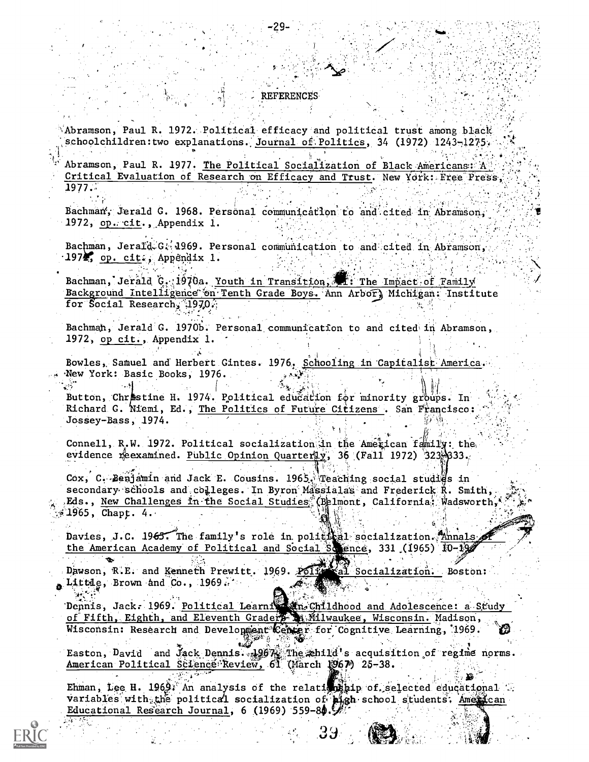## REFERENCES

Abramson, Paul R. 1972. Political efficacy and political trust among black schoolchildren:two explanations. Journal of Politics, 34 (1972) 1243-1275.

Abramson, Paul R. 1977. The Political Socialization of Black Americans: A Critical Evaluation of Research on Efficacy and Trust. New York: Free Press, 1977.

Bachman, Jerald G. 1968. Personal communication to and cited in Abramson, 1972, op. cit., Appendix 1.

Bachman, Jerald G. 1969. Personal communication to and cited in Abramson, 1972, op. cit., Appendix 1.

Bachman, Jerald G. 1970a. Youth in Transition, II: The Impact of Family Background Intelligence on Tenth Grade Boys. Ann Arbor, Michigan: Institute for Social Research, 1970.

Bachman, Jerald G. 1970b. Personal communication to and cited in Abramson, 1972, op cit., Appendix 1.

Bowles, Samuel and Herbert Gintes. 1976. Schooling in Capitalist America. New York: Basic Books, 1976.

Button, Christine H. 1974. Political education for minority groups. In Richard G. Niemi, Ed., The Politics of Future Citizens. San Francisco: Jossey-Bass, 1974.

Connell, R.W. 1972. Political socialization in the American family: the evidence reexamined. Public Opinion Quarterly, 36 (Fall 1972) 323-333.

Cox, C. Benjamin and Jack E. Cousins. 1965. Teaching social studies in secondary schools and colleges. In Byron Massialas and Frederick R. Smith, Eds., New Challenges in the Social Studies (Belmont, California: Wadsworth, 1965, Chapt. 4.

Davies, J.C. 1965. The family's role in political socialization. Annals of the American Academy of Political and Social Science, 331 (1965) 10-19.

Dawson, R.E. and Kenneth Prewitt. 1969. Political Socialization. Boston: Little, Brown and Co., 1969.

Dennis, Jack. 1969. Political Learning in Childhood and Adolescence: a Study of Fifth, Eighth, and Eleventh Graders in Milwaukee, Wisconsin. Madison, Wisconsin: Research and Development Center for Cognitive Learning, 1969.

Easton, David and Jack Dennis. 1967. The child's acquisition of regime norms. American Political Science Review, 61 (March 1967) 25-38.

Ehman, Lee H. 1969. An analysis of the relationship of selected educational variables with the political socialization of high school students. American Educational Research Journal, 6 (1969) 559-80.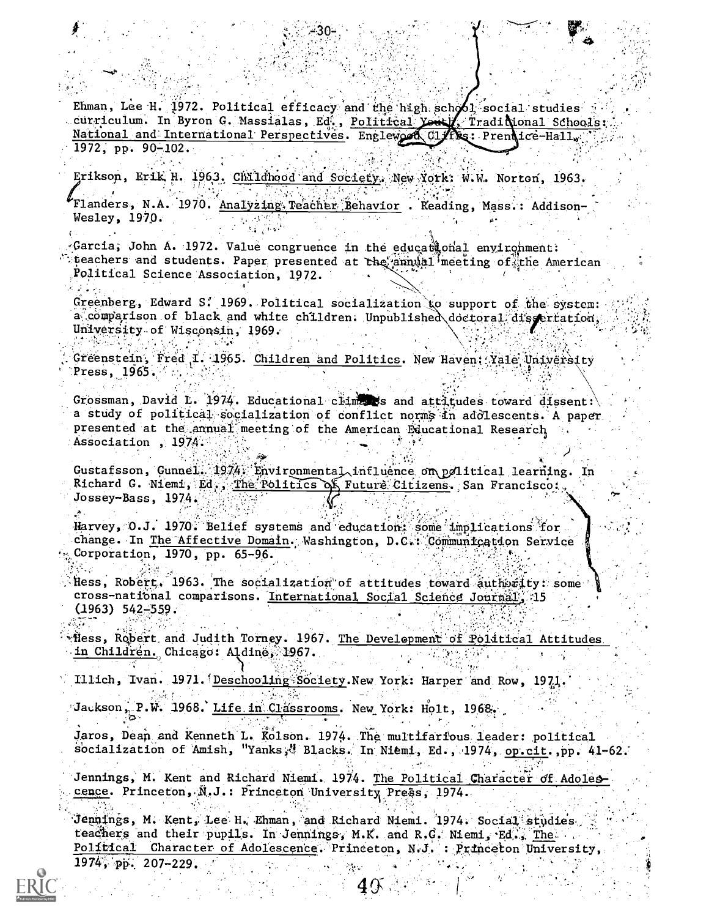Ehman, Lee H. 1972. Political efficacy and the high school social studies curriculum. In Byron G. Massialas, Ed., Political Youth, Traditional Schools: National and International Perspectives. Englewood Cliffs: Prentice-Hall, 1972, pp. 90-102.

Erikson, Erik H. 1963. Childhood and Society. New York: W.W. Norton, 1963.

Flanders, N.A. 1970. Analyzing Teacher Behavior . Reading, Mass.: Addison-Wesley, 1970.

Garcia, John A. 1972. Value congruence in the educational environment: teachers and students. Paper presented at the annual meeting of the American Political Science Association, 1972.

Greenberg, Edward S. 1969. Political socialization to support of the system: a comparison of black and white children. Unpublished doctoral dissertation, University of Wisconsin, 1969.

Greenstein, Fred I. 1965. Children and Politics. New Haven: Yale University Press, 1965.

Grossman, David L. 1974. Educational climates and attitudes toward dissent: a study of political socialization of conflict norms in adolescents. A paper presented at the annual meeting of the American Educational Research Association , 1974.

Gustafsson, Gunnel. 1974. Environmental influence on political learning. In Richard G. Niemi, Ed., The Politics of Future Citizens. San Francisco: Jossey-Bass, 1974.

Harvey, O.J. 1970. Belief systems and education: some implications for change. In The Affective Domain. Washington, D.C.: Communication Service Corporation, 1970, pp. 65-96.

Hess, Robert, 1963. The socialization of attitudes toward authority: some cross-national comparisons. International Social Science Journal, 15 (1963) 542-559.

Hess, Robert and Judith Torney. 1967. The Development of Political Attitudes in Children. Chicago: Aldine, 1967.

Illich, Ivan. 1971. Deschooling Society.New York: Harper and Row, 1971.

Jackson, P.W. 1968. Life in Classrooms. New York: Holt, 1968.

Jaros, Dean and Kenneth L. Kolson. 1974. The multifarious leader: political socialization of Amish, "Yanks," Blacks. In Niemi, Ed., 1974, op.cit.,pp. 41-62.

Jennings, M. Kent and Richard Niemi. 1974. The Political Character of Adolescence. Princeton, N.J.: Princeton University Press, 1974.

Jennings, M. Kent, Lee H. Ehman, and Richard Niemi. 1974. Social studies teachers and their pupils. In Jennings, M.K. and R.G. Niemi, Ed., The Political Character of Adolescence. Princeton, N.J. : Princeton University, 1974, pp. 207-229.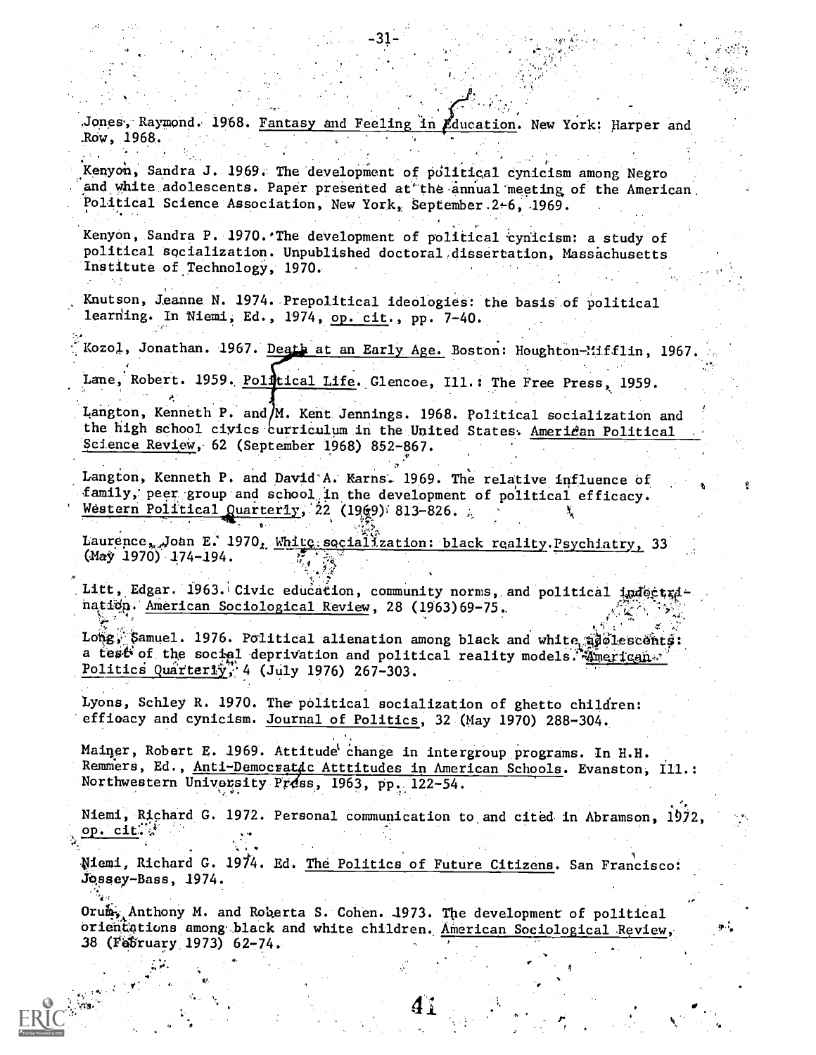Jones, Raymond. 1968. Fantasy and Feeling in Education. New York: Harper and Row, 1968.

Kenyon, Sandra J. 1969. The development of political cynicism among Negro and white adolescents. Paper presented at the annual meeting of the American Political Science Association, New York, September 2-6, 1969.

Kenyon, Sandra P. 1970. The development of political cynicism: a study of political socialization. Unpublished doctoral dissertation, Massachusetts Institute of Technology, 1970.

Knutson, Jeanne N. 1974. Prepolitical ideologies: the basis of political learning. In Niemi, Ed., 1974, op. cit., pp. 7-40.

Kozol, Jonathan. 1967. Death at an Early Age. Boston: Houghton-Mifflin, 1967.

Lane, Robert. 1959. Political Life. Glencoe, Ill.: The Free Press, 1959.

Langton, Kenneth P. and M. Kent Jennings. 1968. Political socialization and the high school civics curriculum in the United States. American Political Science Review, 62 (September 1968) 852-867.

Langton, Kenneth P. and David A. Karns. 1969. The relative influence of family, peer group and school in the development of political efficacy. Western Political Quarterly, 22 (1969) 813-826.

Laurence, Joan E. 1970. White socialization: black reality. Psychiatry, 33 (May 1970) 174-194.

Litt, Edgar. 1963. Civic education, community norms, and political indoctrination. American Sociological Review, 28 (1963) 69-75.

Long, Samuel. 1976. Political alienation among black and white adolescents: a test of the social deprivation and political reality models. American Politics Quarterly, 4 (July 1976) 267-303.

Lyons, Schley R. 1970. The political socialization of ghetto children: efficacy and cynicism. Journal of Politics, 32 (May 1970) 288-304.

Mainer, Robert E. 1969. Attitude change in intergroup programs. In H.H. Remmers, Ed., Anti-Democratic Atttitudes in American Schools. Evanston, Ill.: Northwestern University Press, 1963, pp. 122-54.

Niemi, Richard G. 1972. Personal communication to and cited in Abramson, 1972, op. cit.

Niemi, Richard G. 1974. Ed. The Politics of Future Citizens. San Francisco: Jossey-Bass, 1974.

Orum, Anthony M. and Roberta S. Cohen. 1973. The development of political orientations among black and white children. American Sociological Review, 38 (February 1973) 62-74.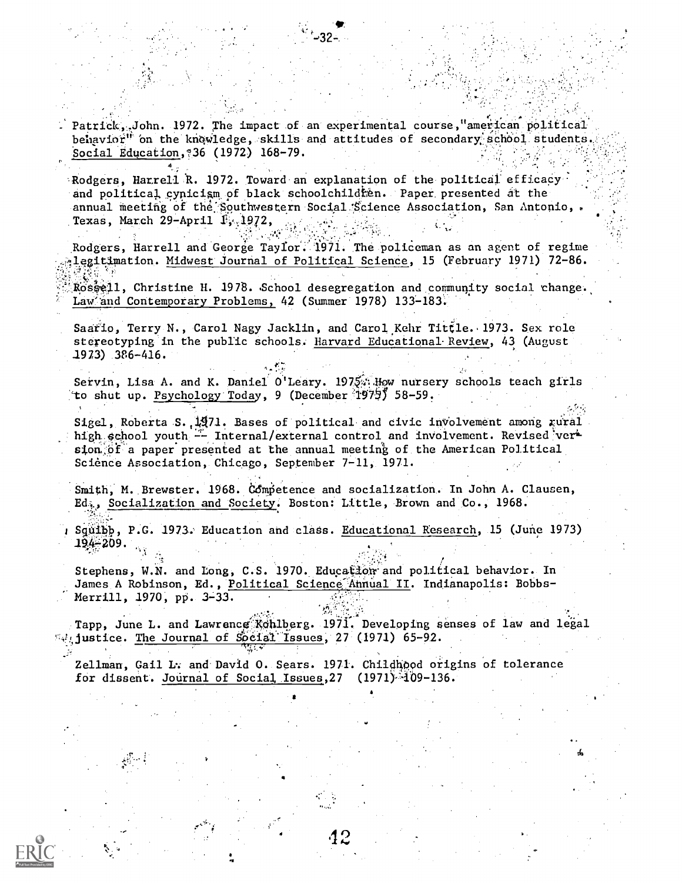Patrick, John. 1972. The impact of an experimental course,"american political behavior" on the knowledge, skills and attitudes of secondary school students. Social Education, 36 (1972) 168-79.

Rodgers, Harrell R. 1972. Toward an explanation of the political efficacy and political cynicism of black schoolchildren. Paper presented at the annual meeting of the Southwestern Social Science Association, San Antonio, Texas, March 29-April 1, 1972,

Rodgers, Harrell and George Taylor. 1971. The policeman as an agent of regime legitimation. Midwest Journal of Political Science, 15 (February 1971) 72-86.

Rossell, Christine H. 1978. School desegregation and community social change. Law and Contemporary Problems, 42 (Summer 1978) 133-183.

Saario, Terry N., Carol Nagy Jacklin, and Carol Kehr Tittle. 1973. Sex role stereotyping in the public schools. Harvard Educational Review, 43 (August 1973) 386-416.

Servin, Lisa A. and K. Daniel O'Leary. 1975. How nursery schools teach girls to shut up. Psychology Today, 9 (December 1975) 58-59.

Sigel, Roberta S. 1971. Bases of political and civic involvement among rural high school youth -- Internal/external control and involvement. Revised version of a paper presented at the annual meeting of the American Political Science Association, Chicago, September 7-11, 1971.

Smith, M. Brewster. 1968. Competence and socialization. In John A. Clausen, Ed., Socialization and Society. Boston: Little, Brown and Co., 1968.

Squibb, P.G. 1973. Education and class. Educational Research, 15 (June 1973) 194-209.

Stephens, W.N. and Long, C.S. 1970. Education and political behavior. In James A Robinson, Ed., Political Science Annual II. Indianapolis: Bobbs-Merrill, 1970, pp. 3-33.

Tapp, June L. and Lawrence Kohlberg. 1971. Developing senses of law and legal justice. The Journal of Social Issues, 27 (1971) 65-92.

Zellman, Gail L. and David O. Sears. 1971. Childhood origins of tolerance for dissent. Journal of Social Issues, 27 (1971) 109-136.